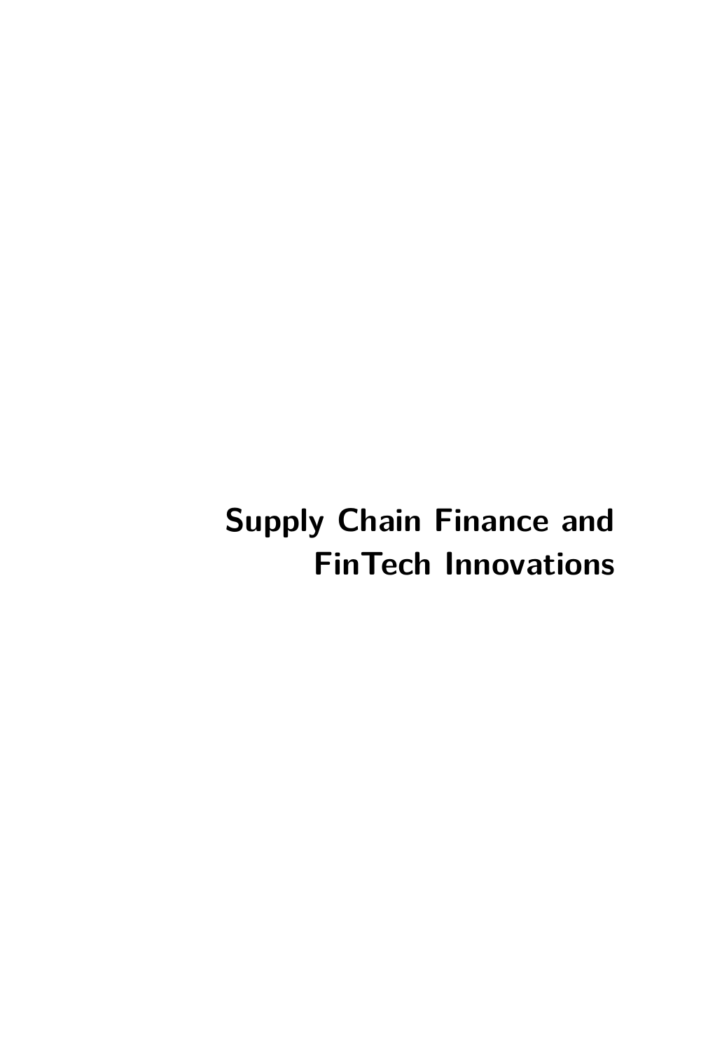# Supply Chain Finance and FinTech Innovations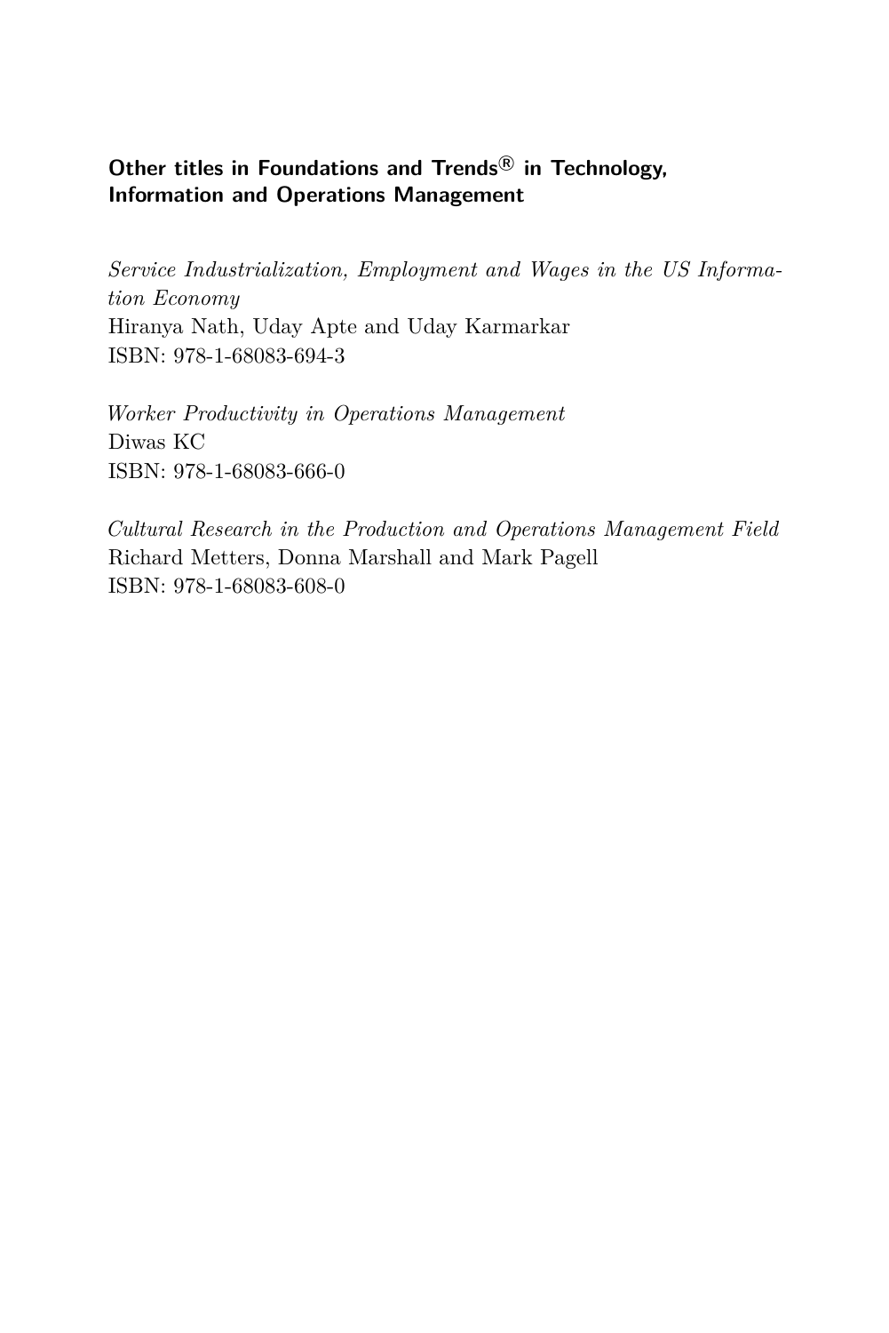**Other titles in Foundations and Trends® in Technology, Information and Operations Management**

*Service Industrialization, Employment and Wages in the US Information Economy*
Hiranya Nath, Uday Apte and Uday Karmarkar
ISBN: 978-1-68083-694-3

*Worker Productivity in Operations Management*
Diwas KC
ISBN: 978-1-68083-666-0

*Cultural Research in the Production and Operations Management Field*
Richard Metters, Donna Marshall and Mark Pagell
ISBN: 978-1-68083-608-0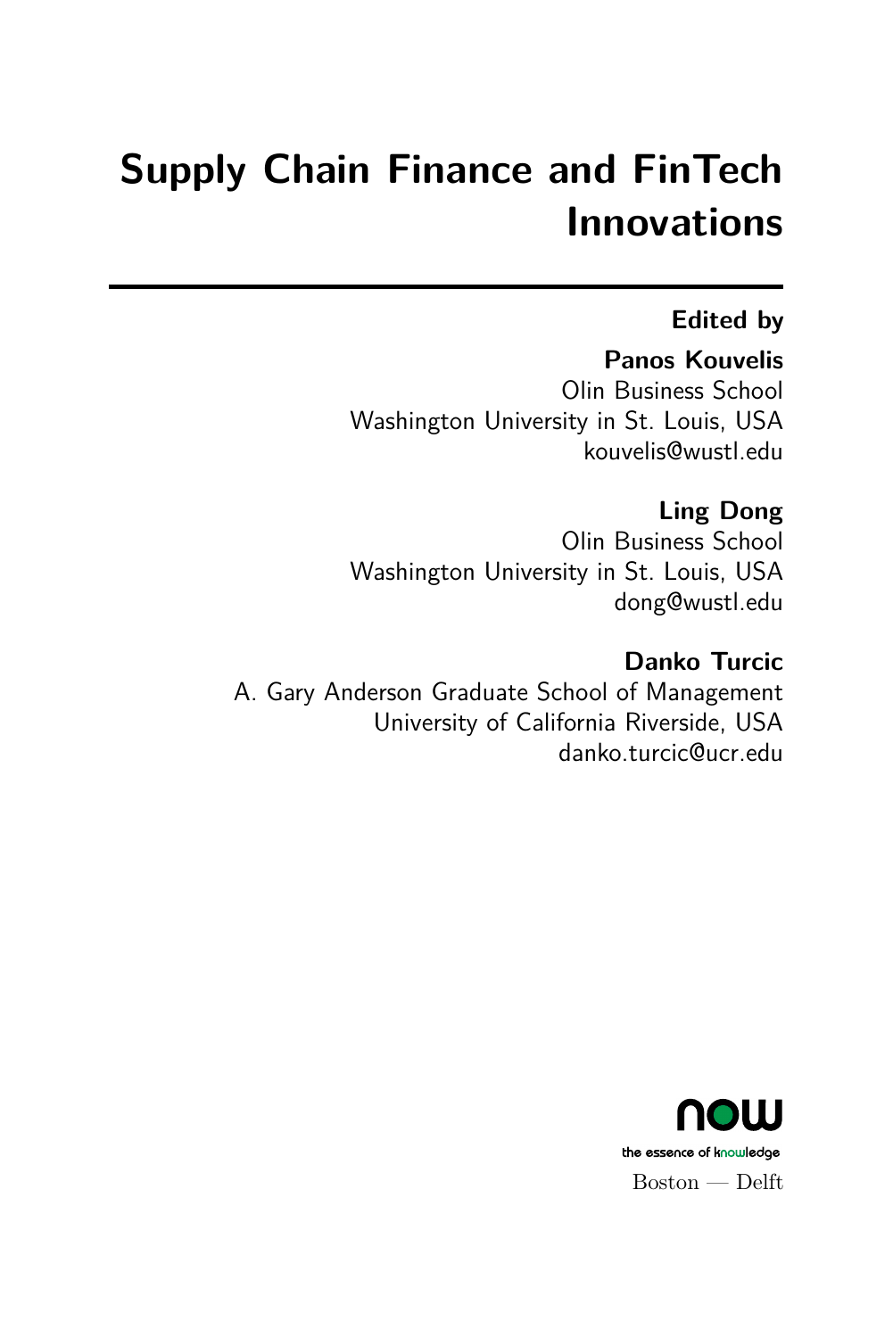# Supply Chain Finance and FinTech Innovations

**Edited by**

**Panos Kouvelis**
Olin Business School
Washington University in St. Louis, USA
kouvelis@wustl.edu

**Ling Dong**
Olin Business School
Washington University in St. Louis, USA
dong@wustl.edu

**Danko Turcic**
A. Gary Anderson Graduate School of Management
University of California Riverside, USA
danko.turcic@ucr.edu

now
the essence of knowledge
Boston — Delft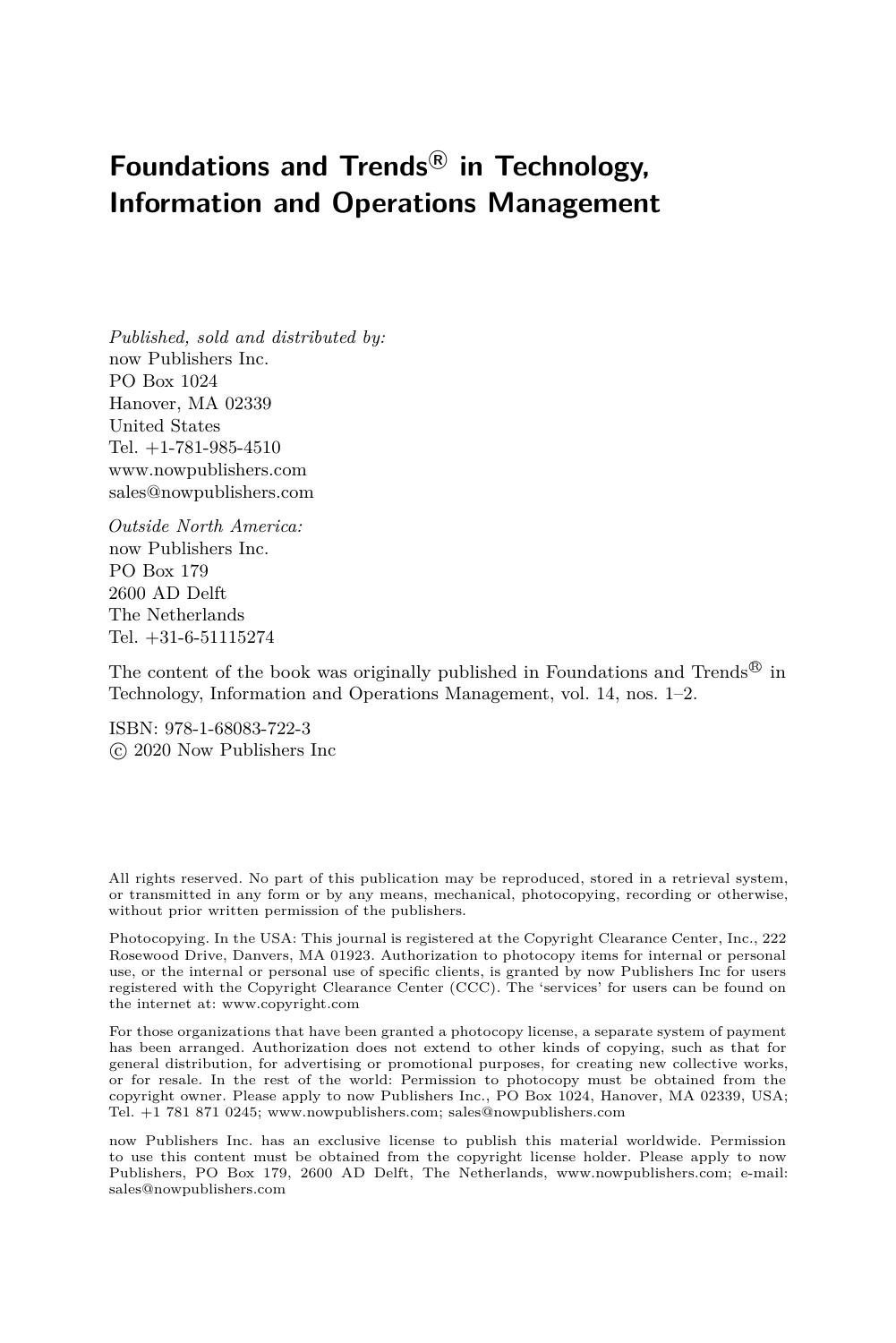# Foundations and Trends® in Technology, Information and Operations Management

*Published, sold and distributed by:*
now Publishers Inc.
PO Box 1024
Hanover, MA 02339
United States
Tel. +1-781-985-4510
www.nowpublishers.com
sales@nowpublishers.com

*Outside North America:*
now Publishers Inc.
PO Box 179
2600 AD Delft
The Netherlands
Tel. +31-6-51115274

The content of the book was originally published in Foundations and Trends® in Technology, Information and Operations Management, vol. 14, nos. 1–2.

ISBN: 978-1-68083-722-3
© 2020 Now Publishers Inc

All rights reserved. No part of this publication may be reproduced, stored in a retrieval system, or transmitted in any form or by any means, mechanical, photocopying, recording or otherwise, without prior written permission of the publishers.

Photocopying. In the USA: This journal is registered at the Copyright Clearance Center, Inc., 222 Rosewood Drive, Danvers, MA 01923. Authorization to photocopy items for internal or personal use, or the internal or personal use of specific clients, is granted by now Publishers Inc for users registered with the Copyright Clearance Center (CCC). The 'services' for users can be found on the internet at: www.copyright.com

For those organizations that have been granted a photocopy license, a separate system of payment has been arranged. Authorization does not extend to other kinds of copying, such as that for general distribution, for advertising or promotional purposes, for creating new collective works, or for resale. In the rest of the world: Permission to photocopy must be obtained from the copyright owner. Please apply to now Publishers Inc., PO Box 1024, Hanover, MA 02339, USA; Tel. +1 781 871 0245; www.nowpublishers.com; sales@nowpublishers.com

now Publishers Inc. has an exclusive license to publish this material worldwide. Permission to use this content must be obtained from the copyright license holder. Please apply to now Publishers, PO Box 179, 2600 AD Delft, The Netherlands, www.nowpublishers.com; e-mail: sales@nowpublishers.com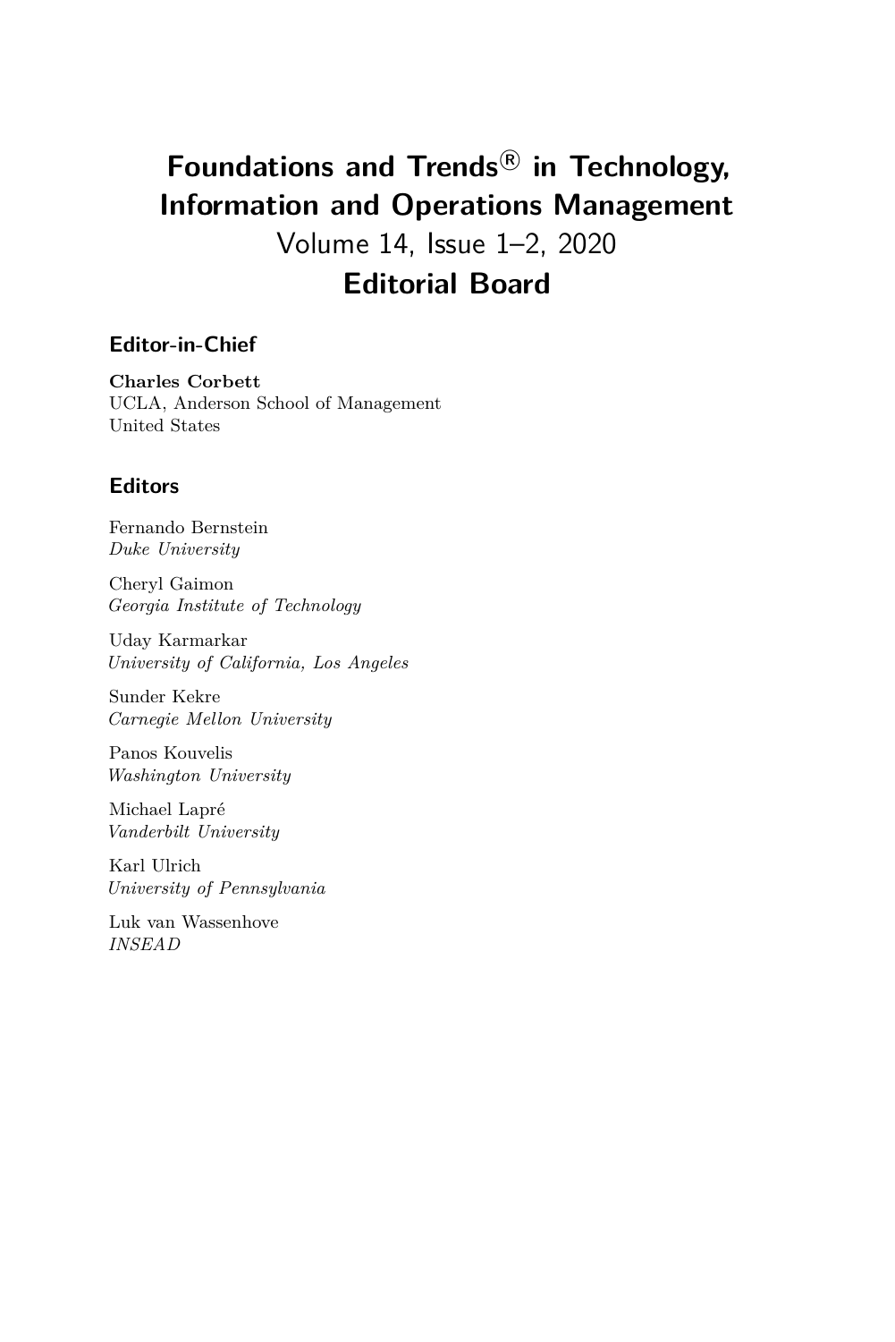# Foundations and Trends® in Technology, Information and Operations Management

Volume 14, Issue 1–2, 2020

## Editorial Board

### Editor-in-Chief

**Charles Corbett**
UCLA, Anderson School of Management
United States

### Editors

Fernando Bernstein
*Duke University*

Cheryl Gaimon
*Georgia Institute of Technology*

Uday Karmarkar
*University of California, Los Angeles*

Sunder Kekre
*Carnegie Mellon University*

Panos Kouvelis
*Washington University*

Michael Lapré
*Vanderbilt University*

Karl Ulrich
*University of Pennsylvania*

Luk van Wassenhove
*INSEAD*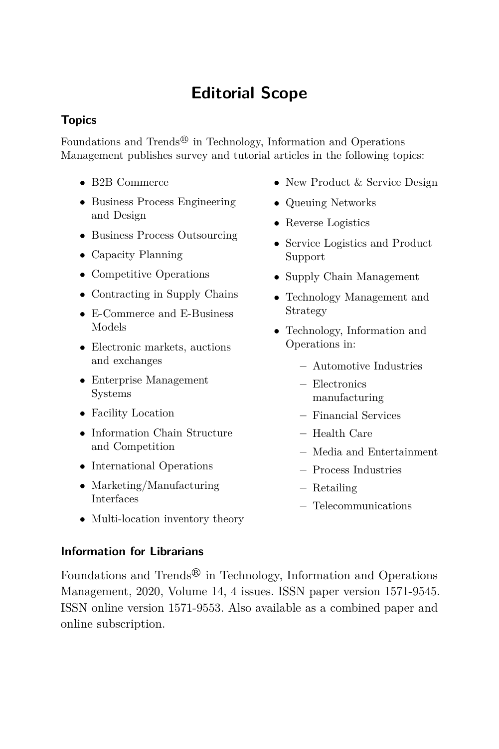# Editorial Scope

## Topics

Foundations and Trends® in Technology, Information and Operations Management publishes survey and tutorial articles in the following topics:

- B2B Commerce
- Business Process Engineering and Design
- Business Process Outsourcing
- Capacity Planning
- Competitive Operations
- Contracting in Supply Chains
- E-Commerce and E-Business Models
- Electronic markets, auctions and exchanges
- Enterprise Management Systems
- Facility Location
- Information Chain Structure and Competition
- International Operations
- Marketing/Manufacturing Interfaces
- Multi-location inventory theory
- New Product & Service Design
- Queuing Networks
- Reverse Logistics
- Service Logistics and Product Support
- Supply Chain Management
- Technology Management and Strategy
- Technology, Information and Operations in:
  - Automotive Industries
  - Electronics manufacturing
  - Financial Services
  - Health Care
  - Media and Entertainment
  - Process Industries
  - Retailing
  - Telecommunications

## Information for Librarians

Foundations and Trends® in Technology, Information and Operations Management, 2020, Volume 14, 4 issues. ISSN paper version 1571-9545. ISSN online version 1571-9553. Also available as a combined paper and online subscription.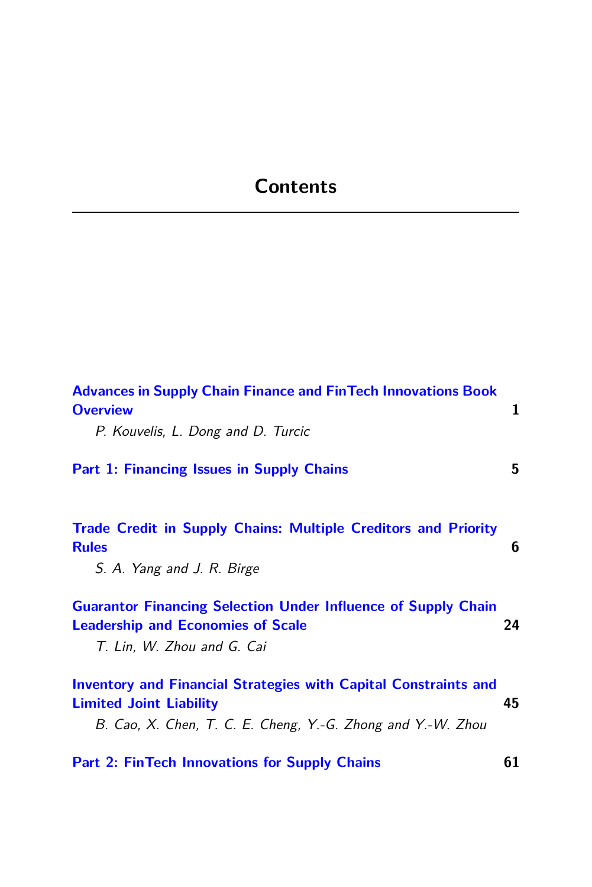# Contents

**Advances in Supply Chain Finance and FinTech Innovations Book Overview** **1**
*P. Kouvelis, L. Dong and D. Turcic*

**Part 1: Financing Issues in Supply Chains** **5**

**Trade Credit in Supply Chains: Multiple Creditors and Priority Rules** **6**
*S. A. Yang and J. R. Birge*

**Guarantor Financing Selection Under Influence of Supply Chain Leadership and Economies of Scale** **24**
*T. Lin, W. Zhou and G. Cai*

**Inventory and Financial Strategies with Capital Constraints and Limited Joint Liability** **45**
*B. Cao, X. Chen, T. C. E. Cheng, Y.-G. Zhong and Y.-W. Zhou*

**Part 2: FinTech Innovations for Supply Chains** **61**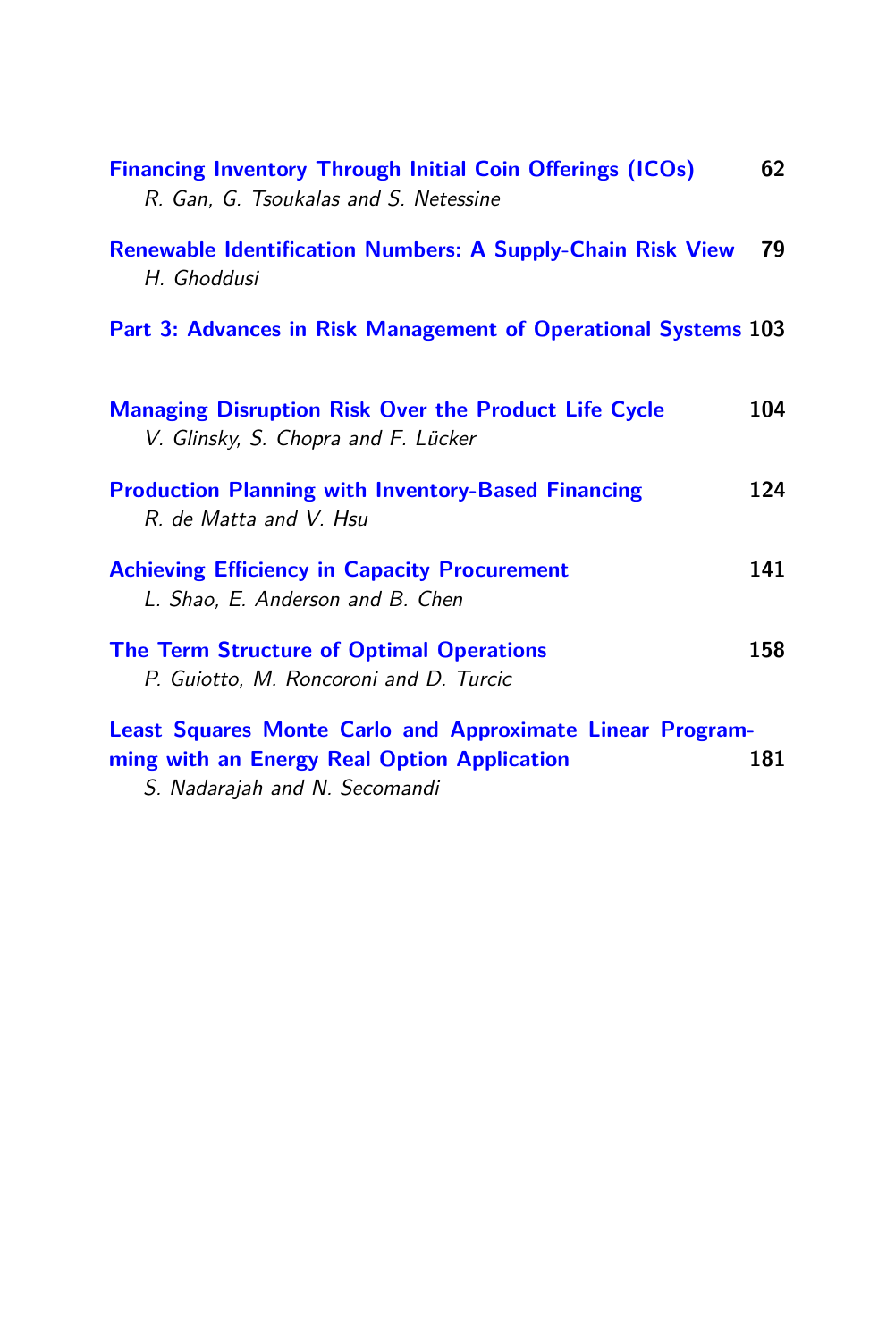**Financing Inventory Through Initial Coin Offerings (ICOs)** 62
*R. Gan, G. Tsoukalas and S. Netessine*

**Renewable Identification Numbers: A Supply-Chain Risk View** 79
*H. Ghoddusi*

**Part 3: Advances in Risk Management of Operational Systems** 103

**Managing Disruption Risk Over the Product Life Cycle** 104
*V. Glinsky, S. Chopra and F. Lücker*

**Production Planning with Inventory-Based Financing** 124
*R. de Matta and V. Hsu*

**Achieving Efficiency in Capacity Procurement** 141
*L. Shao, E. Anderson and B. Chen*

**The Term Structure of Optimal Operations** 158
*P. Guiotto, M. Roncoroni and D. Turcic*

**Least Squares Monte Carlo and Approximate Linear Programming with an Energy Real Option Application** 181
*S. Nadarajah and N. Secomandi*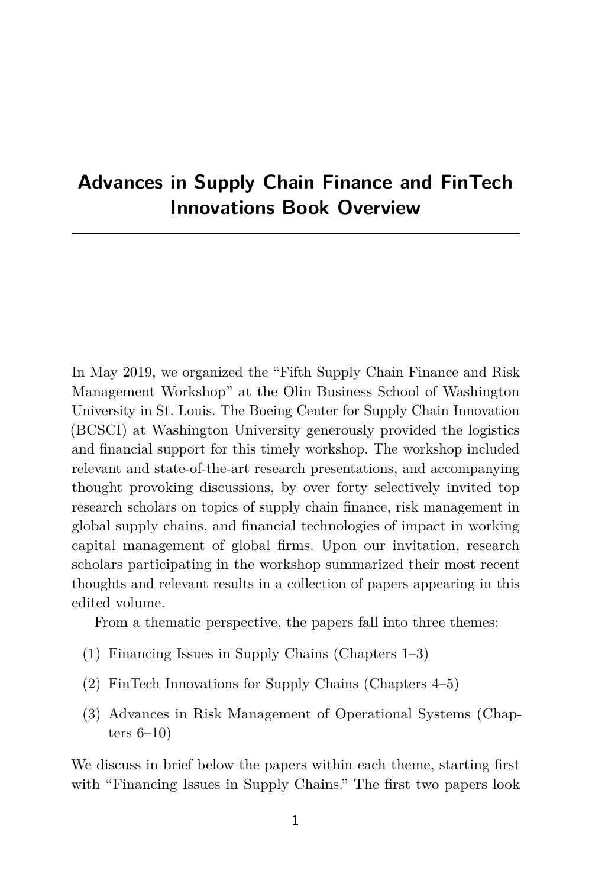# Advances in Supply Chain Finance and FinTech Innovations Book Overview

In May 2019, we organized the "Fifth Supply Chain Finance and Risk Management Workshop" at the Olin Business School of Washington University in St. Louis. The Boeing Center for Supply Chain Innovation (BCSCI) at Washington University generously provided the logistics and financial support for this timely workshop. The workshop included relevant and state-of-the-art research presentations, and accompanying thought provoking discussions, by over forty selectively invited top research scholars on topics of supply chain finance, risk management in global supply chains, and financial technologies of impact in working capital management of global firms. Upon our invitation, research scholars participating in the workshop summarized their most recent thoughts and relevant results in a collection of papers appearing in this edited volume.

From a thematic perspective, the papers fall into three themes:

(1) Financing Issues in Supply Chains (Chapters 1–3)

(2) FinTech Innovations for Supply Chains (Chapters 4–5)

(3) Advances in Risk Management of Operational Systems (Chapters 6–10)

We discuss in brief below the papers within each theme, starting first with "Financing Issues in Supply Chains." The first two papers look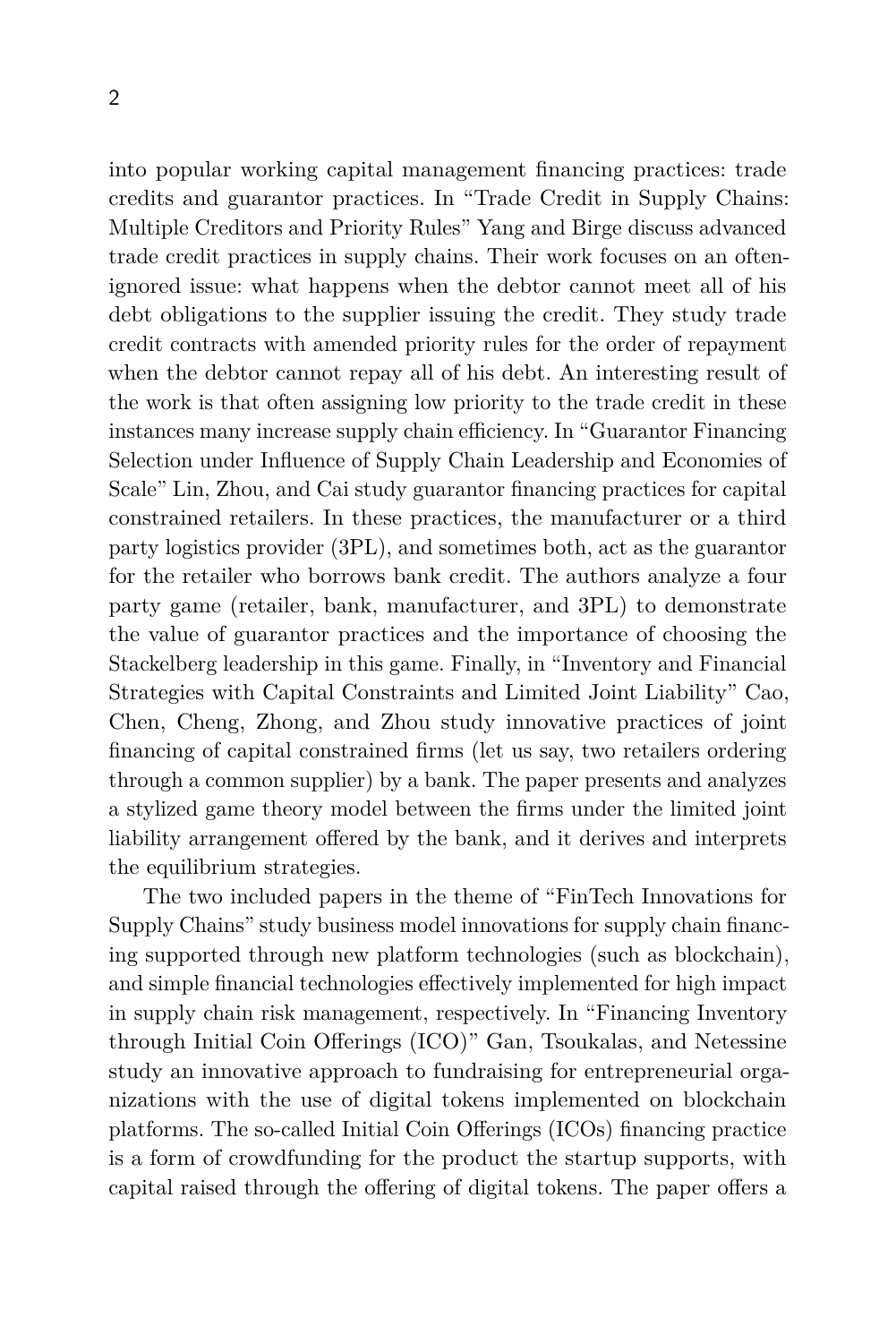into popular working capital management financing practices: trade credits and guarantor practices. In "Trade Credit in Supply Chains: Multiple Creditors and Priority Rules" Yang and Birge discuss advanced trade credit practices in supply chains. Their work focuses on an often-ignored issue: what happens when the debtor cannot meet all of his debt obligations to the supplier issuing the credit. They study trade credit contracts with amended priority rules for the order of repayment when the debtor cannot repay all of his debt. An interesting result of the work is that often assigning low priority to the trade credit in these instances many increase supply chain efficiency. In "Guarantor Financing Selection under Influence of Supply Chain Leadership and Economies of Scale" Lin, Zhou, and Cai study guarantor financing practices for capital constrained retailers. In these practices, the manufacturer or a third party logistics provider (3PL), and sometimes both, act as the guarantor for the retailer who borrows bank credit. The authors analyze a four party game (retailer, bank, manufacturer, and 3PL) to demonstrate the value of guarantor practices and the importance of choosing the Stackelberg leadership in this game. Finally, in "Inventory and Financial Strategies with Capital Constraints and Limited Joint Liability" Cao, Chen, Cheng, Zhong, and Zhou study innovative practices of joint financing of capital constrained firms (let us say, two retailers ordering through a common supplier) by a bank. The paper presents and analyzes a stylized game theory model between the firms under the limited joint liability arrangement offered by the bank, and it derives and interprets the equilibrium strategies.

The two included papers in the theme of "FinTech Innovations for Supply Chains" study business model innovations for supply chain financing supported through new platform technologies (such as blockchain), and simple financial technologies effectively implemented for high impact in supply chain risk management, respectively. In "Financing Inventory through Initial Coin Offerings (ICO)" Gan, Tsoukalas, and Netessine study an innovative approach to fundraising for entrepreneurial organizations with the use of digital tokens implemented on blockchain platforms. The so-called Initial Coin Offerings (ICOs) financing practice is a form of crowdfunding for the product the startup supports, with capital raised through the offering of digital tokens. The paper offers a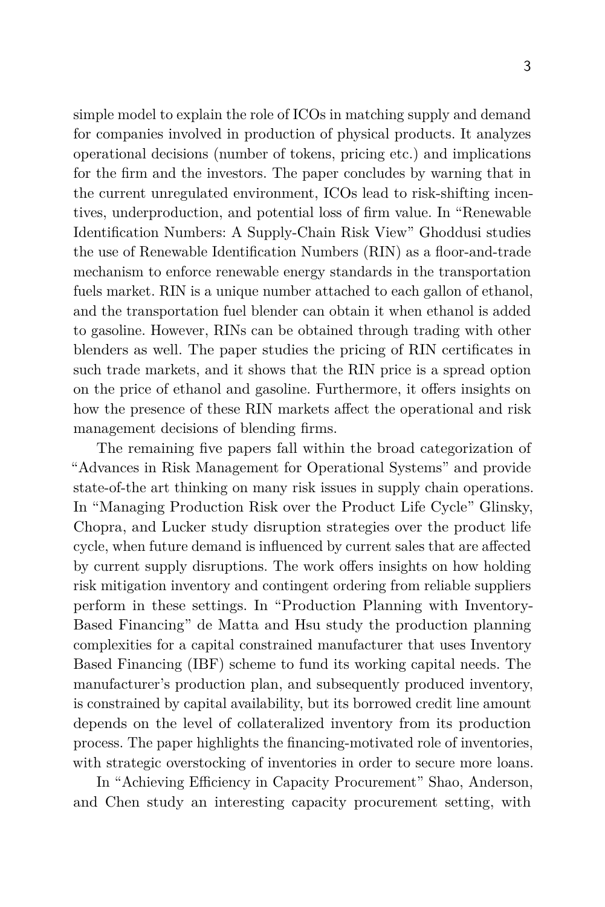simple model to explain the role of ICOs in matching supply and demand for companies involved in production of physical products. It analyzes operational decisions (number of tokens, pricing etc.) and implications for the firm and the investors. The paper concludes by warning that in the current unregulated environment, ICOs lead to risk-shifting incentives, underproduction, and potential loss of firm value. In "Renewable Identification Numbers: A Supply-Chain Risk View" Ghoddusi studies the use of Renewable Identification Numbers (RIN) as a floor-and-trade mechanism to enforce renewable energy standards in the transportation fuels market. RIN is a unique number attached to each gallon of ethanol, and the transportation fuel blender can obtain it when ethanol is added to gasoline. However, RINs can be obtained through trading with other blenders as well. The paper studies the pricing of RIN certificates in such trade markets, and it shows that the RIN price is a spread option on the price of ethanol and gasoline. Furthermore, it offers insights on how the presence of these RIN markets affect the operational and risk management decisions of blending firms.

The remaining five papers fall within the broad categorization of "Advances in Risk Management for Operational Systems" and provide state-of-the art thinking on many risk issues in supply chain operations. In "Managing Production Risk over the Product Life Cycle" Glinsky, Chopra, and Lucker study disruption strategies over the product life cycle, when future demand is influenced by current sales that are affected by current supply disruptions. The work offers insights on how holding risk mitigation inventory and contingent ordering from reliable suppliers perform in these settings. In "Production Planning with Inventory-Based Financing" de Matta and Hsu study the production planning complexities for a capital constrained manufacturer that uses Inventory Based Financing (IBF) scheme to fund its working capital needs. The manufacturer's production plan, and subsequently produced inventory, is constrained by capital availability, but its borrowed credit line amount depends on the level of collateralized inventory from its production process. The paper highlights the financing-motivated role of inventories, with strategic overstocking of inventories in order to secure more loans.

In "Achieving Efficiency in Capacity Procurement" Shao, Anderson, and Chen study an interesting capacity procurement setting, with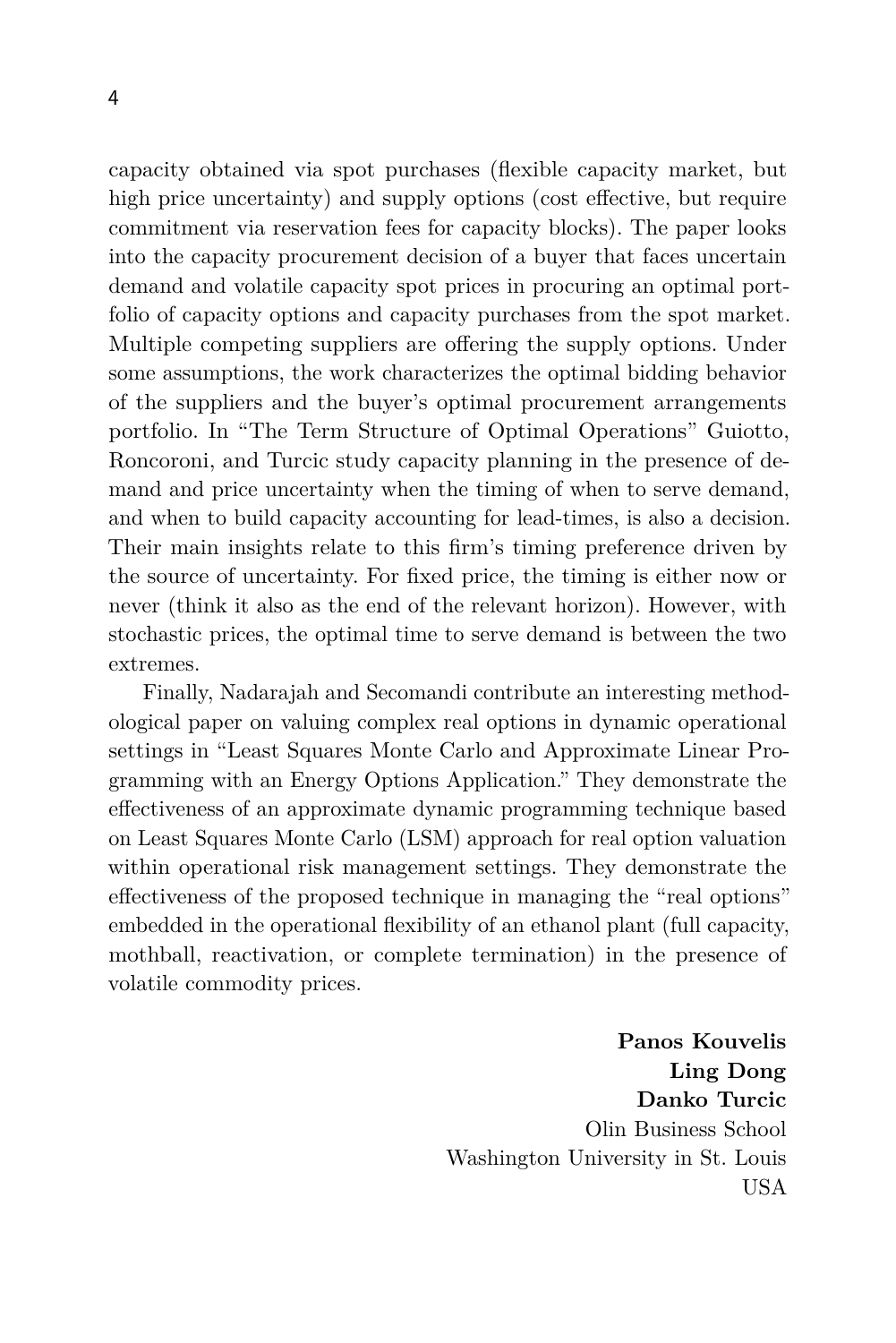capacity obtained via spot purchases (flexible capacity market, but high price uncertainty) and supply options (cost effective, but require commitment via reservation fees for capacity blocks). The paper looks into the capacity procurement decision of a buyer that faces uncertain demand and volatile capacity spot prices in procuring an optimal portfolio of capacity options and capacity purchases from the spot market. Multiple competing suppliers are offering the supply options. Under some assumptions, the work characterizes the optimal bidding behavior of the suppliers and the buyer's optimal procurement arrangements portfolio. In "The Term Structure of Optimal Operations" Guiotto, Roncoroni, and Turcic study capacity planning in the presence of demand and price uncertainty when the timing of when to serve demand, and when to build capacity accounting for lead-times, is also a decision. Their main insights relate to this firm's timing preference driven by the source of uncertainty. For fixed price, the timing is either now or never (think it also as the end of the relevant horizon). However, with stochastic prices, the optimal time to serve demand is between the two extremes.

Finally, Nadarajah and Secomandi contribute an interesting methodological paper on valuing complex real options in dynamic operational settings in "Least Squares Monte Carlo and Approximate Linear Programming with an Energy Options Application." They demonstrate the effectiveness of an approximate dynamic programming technique based on Least Squares Monte Carlo (LSM) approach for real option valuation within operational risk management settings. They demonstrate the effectiveness of the proposed technique in managing the "real options" embedded in the operational flexibility of an ethanol plant (full capacity, mothball, reactivation, or complete termination) in the presence of volatile commodity prices.

**Panos Kouvelis**
**Ling Dong**
**Danko Turcic**
Olin Business School
Washington University in St. Louis
USA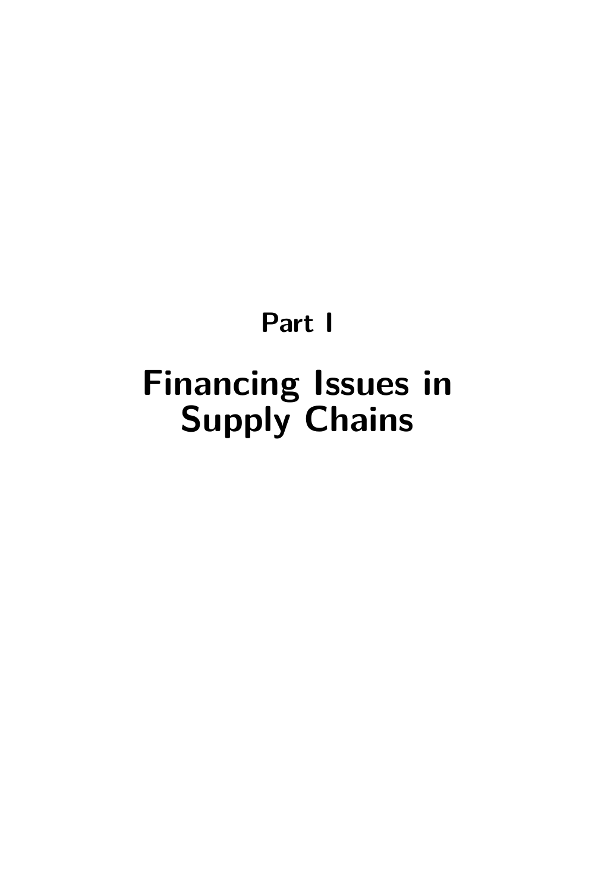# Part I

# Financing Issues in Supply Chains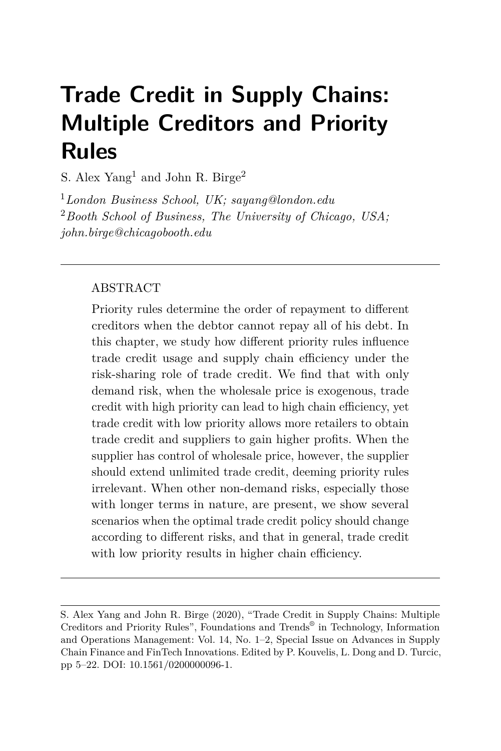# Trade Credit in Supply Chains: Multiple Creditors and Priority Rules

S. Alex Yang[1] and John R. Birge[2]

[1] *London Business School, UK; sayang@london.edu*
[2] *Booth School of Business, The University of Chicago, USA; john.birge@chicagobooth.edu*

---

ABSTRACT

Priority rules determine the order of repayment to different creditors when the debtor cannot repay all of his debt. In this chapter, we study how different priority rules influence trade credit usage and supply chain efficiency under the risk-sharing role of trade credit. We find that with only demand risk, when the wholesale price is exogenous, trade credit with high priority can lead to high chain efficiency, yet trade credit with low priority allows more retailers to obtain trade credit and suppliers to gain higher profits. When the supplier has control of wholesale price, however, the supplier should extend unlimited trade credit, deeming priority rules irrelevant. When other non-demand risks, especially those with longer terms in nature, are present, we show several scenarios when the optimal trade credit policy should change according to different risks, and that in general, trade credit with low priority results in higher chain efficiency.

---

S. Alex Yang and John R. Birge (2020), "Trade Credit in Supply Chains: Multiple Creditors and Priority Rules", Foundations and Trends® in Technology, Information and Operations Management: Vol. 14, No. 1–2, Special Issue on Advances in Supply Chain Finance and FinTech Innovations. Edited by P. Kouvelis, L. Dong and D. Turcic, pp 5–22. DOI: 10.1561/0200000096-1.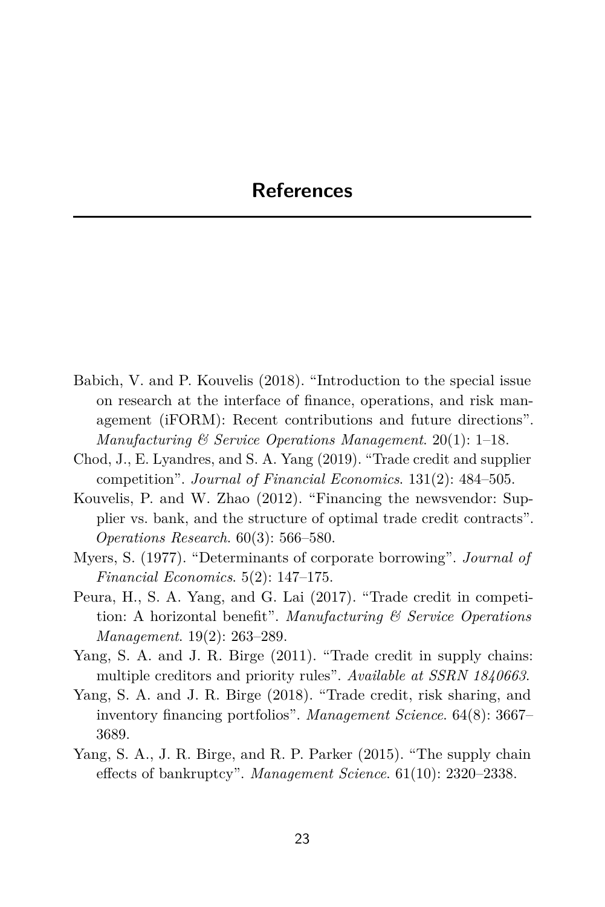# References

Babich, V. and P. Kouvelis (2018). "Introduction to the special issue on research at the interface of finance, operations, and risk management (iFORM): Recent contributions and future directions". *Manufacturing & Service Operations Management*. 20(1): 1–18.

Chod, J., E. Lyandres, and S. A. Yang (2019). "Trade credit and supplier competition". *Journal of Financial Economics*. 131(2): 484–505.

Kouvelis, P. and W. Zhao (2012). "Financing the newsvendor: Supplier vs. bank, and the structure of optimal trade credit contracts". *Operations Research*. 60(3): 566–580.

Myers, S. (1977). "Determinants of corporate borrowing". *Journal of Financial Economics*. 5(2): 147–175.

Peura, H., S. A. Yang, and G. Lai (2017). "Trade credit in competition: A horizontal benefit". *Manufacturing & Service Operations Management*. 19(2): 263–289.

Yang, S. A. and J. R. Birge (2011). "Trade credit in supply chains: multiple creditors and priority rules". *Available at SSRN 1840663*.

Yang, S. A. and J. R. Birge (2018). "Trade credit, risk sharing, and inventory financing portfolios". *Management Science*. 64(8): 3667–3689.

Yang, S. A., J. R. Birge, and R. P. Parker (2015). "The supply chain effects of bankruptcy". *Management Science*. 61(10): 2320–2338.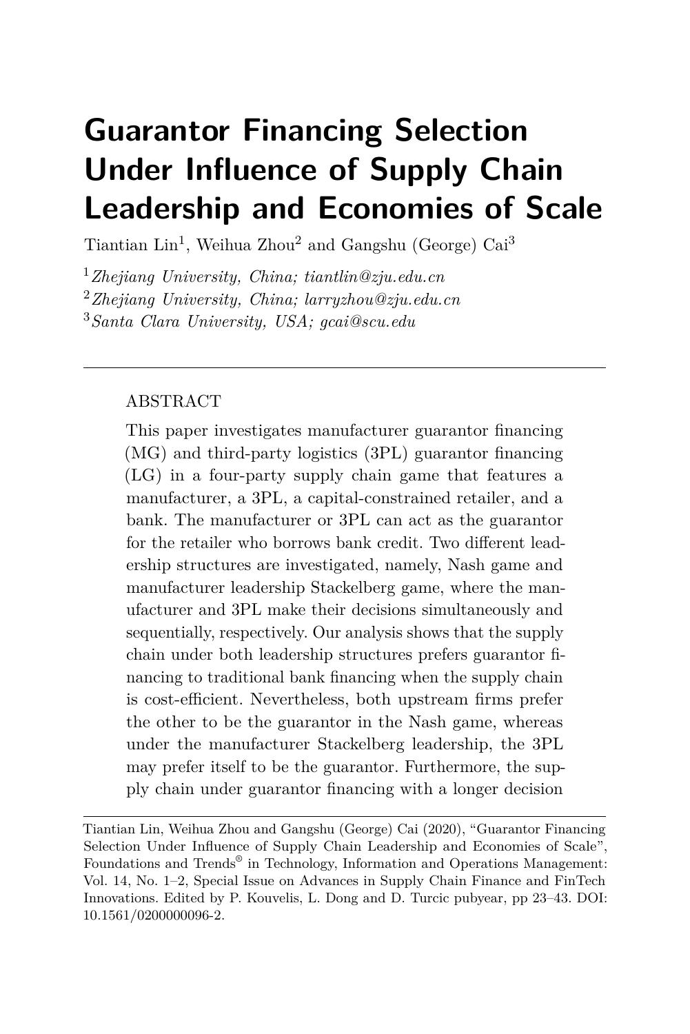# Guarantor Financing Selection Under Influence of Supply Chain Leadership and Economies of Scale

Tiantian Lin[1], Weihua Zhou[2] and Gangshu (George) Cai[3]

[1] *Zhejiang University, China; tiantlin@zju.edu.cn*

[2] *Zhejiang University, China; larryzhou@zju.edu.cn*

[3] *Santa Clara University, USA; gcai@scu.edu*

---

ABSTRACT

This paper investigates manufacturer guarantor financing (MG) and third-party logistics (3PL) guarantor financing (LG) in a four-party supply chain game that features a manufacturer, a 3PL, a capital-constrained retailer, and a bank. The manufacturer or 3PL can act as the guarantor for the retailer who borrows bank credit. Two different leadership structures are investigated, namely, Nash game and manufacturer leadership Stackelberg game, where the manufacturer and 3PL make their decisions simultaneously and sequentially, respectively. Our analysis shows that the supply chain under both leadership structures prefers guarantor financing to traditional bank financing when the supply chain is cost-efficient. Nevertheless, both upstream firms prefer the other to be the guarantor in the Nash game, whereas under the manufacturer Stackelberg leadership, the 3PL may prefer itself to be the guarantor. Furthermore, the supply chain under guarantor financing with a longer decision

---

Tiantian Lin, Weihua Zhou and Gangshu (George) Cai (2020), "Guarantor Financing Selection Under Influence of Supply Chain Leadership and Economies of Scale", Foundations and Trends® in Technology, Information and Operations Management: Vol. 14, No. 1–2, Special Issue on Advances in Supply Chain Finance and FinTech Innovations. Edited by P. Kouvelis, L. Dong and D. Turcic pubyear, pp 23–43. DOI: 10.1561/0200000096-2.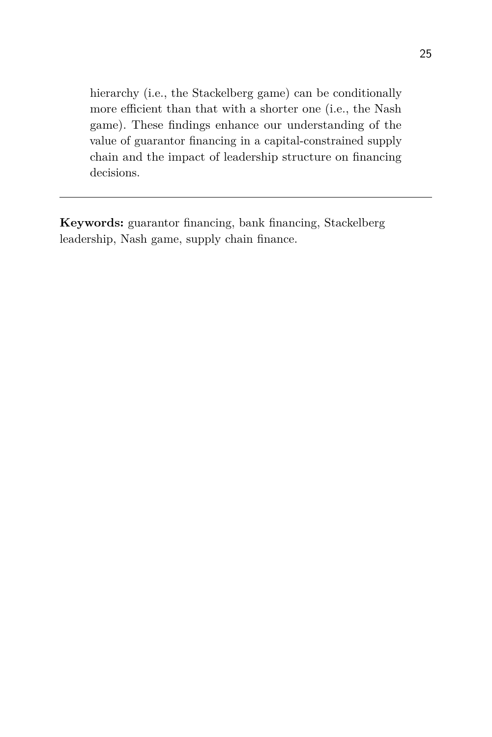hierarchy (i.e., the Stackelberg game) can be conditionally more efficient than that with a shorter one (i.e., the Nash game). These findings enhance our understanding of the value of guarantor financing in a capital-constrained supply chain and the impact of leadership structure on financing decisions.

---

**Keywords:** guarantor financing, bank financing, Stackelberg leadership, Nash game, supply chain finance.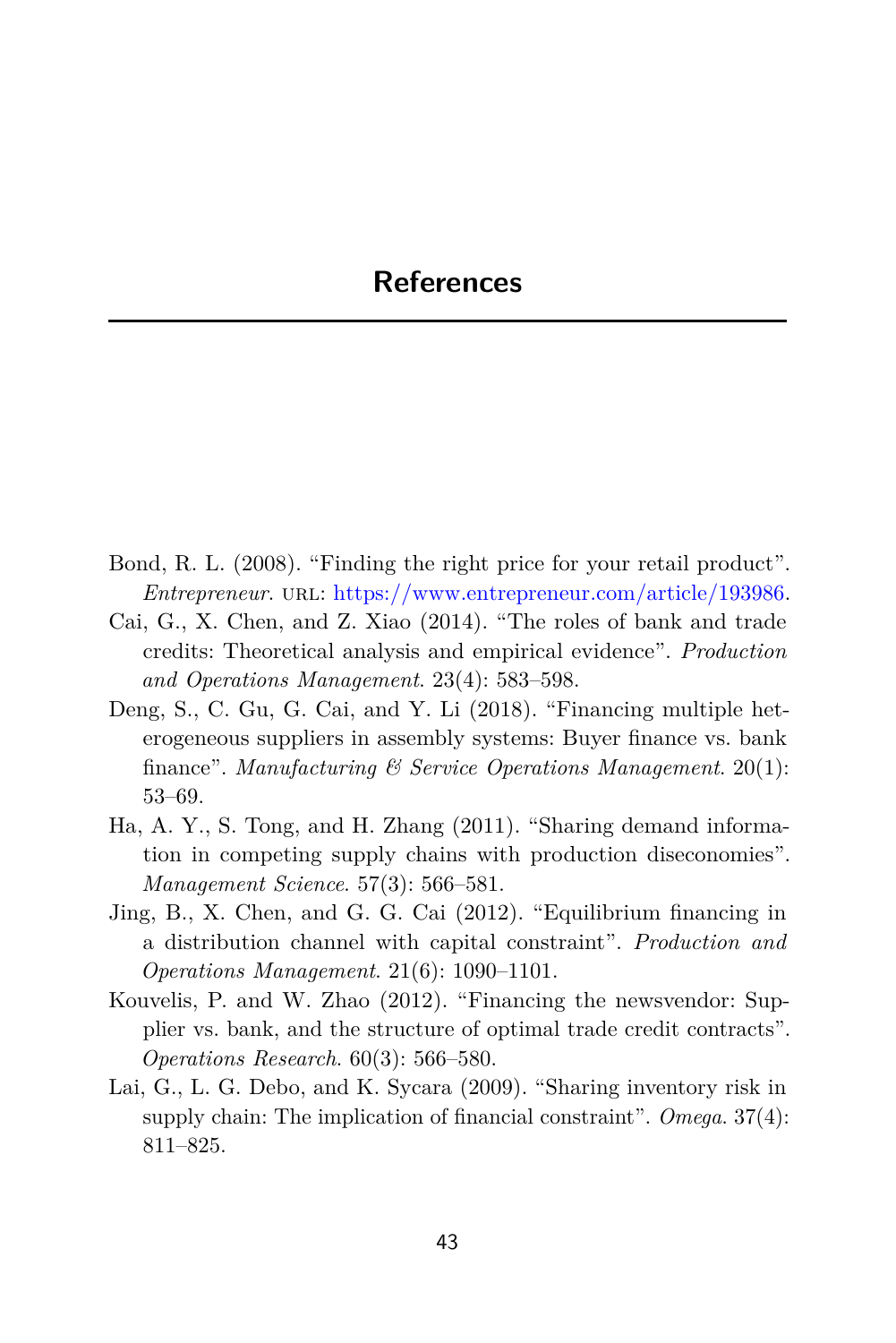# References

Bond, R. L. (2008). "Finding the right price for your retail product". *Entrepreneur*. URL: https://www.entrepreneur.com/article/193986.

Cai, G., X. Chen, and Z. Xiao (2014). "The roles of bank and trade credits: Theoretical analysis and empirical evidence". *Production and Operations Management*. 23(4): 583–598.

Deng, S., C. Gu, G. Cai, and Y. Li (2018). "Financing multiple heterogeneous suppliers in assembly systems: Buyer finance vs. bank finance". *Manufacturing & Service Operations Management*. 20(1): 53–69.

Ha, A. Y., S. Tong, and H. Zhang (2011). "Sharing demand information in competing supply chains with production diseconomies". *Management Science*. 57(3): 566–581.

Jing, B., X. Chen, and G. G. Cai (2012). "Equilibrium financing in a distribution channel with capital constraint". *Production and Operations Management*. 21(6): 1090–1101.

Kouvelis, P. and W. Zhao (2012). "Financing the newsvendor: Supplier vs. bank, and the structure of optimal trade credit contracts". *Operations Research*. 60(3): 566–580.

Lai, G., L. G. Debo, and K. Sycara (2009). "Sharing inventory risk in supply chain: The implication of financial constraint". *Omega*. 37(4): 811–825.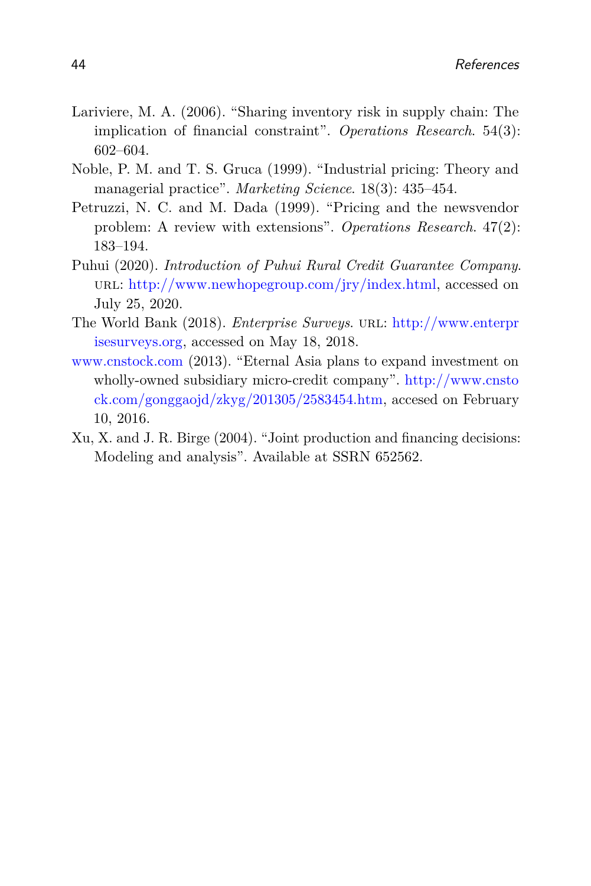Lariviere, M. A. (2006). "Sharing inventory risk in supply chain: The implication of financial constraint". *Operations Research*. 54(3): 602–604.

Noble, P. M. and T. S. Gruca (1999). "Industrial pricing: Theory and managerial practice". *Marketing Science*. 18(3): 435–454.

Petruzzi, N. C. and M. Dada (1999). "Pricing and the newsvendor problem: A review with extensions". *Operations Research*. 47(2): 183–194.

Puhui (2020). *Introduction of Puhui Rural Credit Guarantee Company*. URL: http://www.newhopegroup.com/jry/index.html, accessed on July 25, 2020.

The World Bank (2018). *Enterprise Surveys*. URL: http://www.enterprisesurveys.org, accessed on May 18, 2018.

www.cnstock.com (2013). "Eternal Asia plans to expand investment on wholly-owned subsidiary micro-credit company". http://www.cnstock.com/gonggaojd/zkyg/201305/2583454.htm, accesed on February 10, 2016.

Xu, X. and J. R. Birge (2004). "Joint production and financing decisions: Modeling and analysis". Available at SSRN 652562.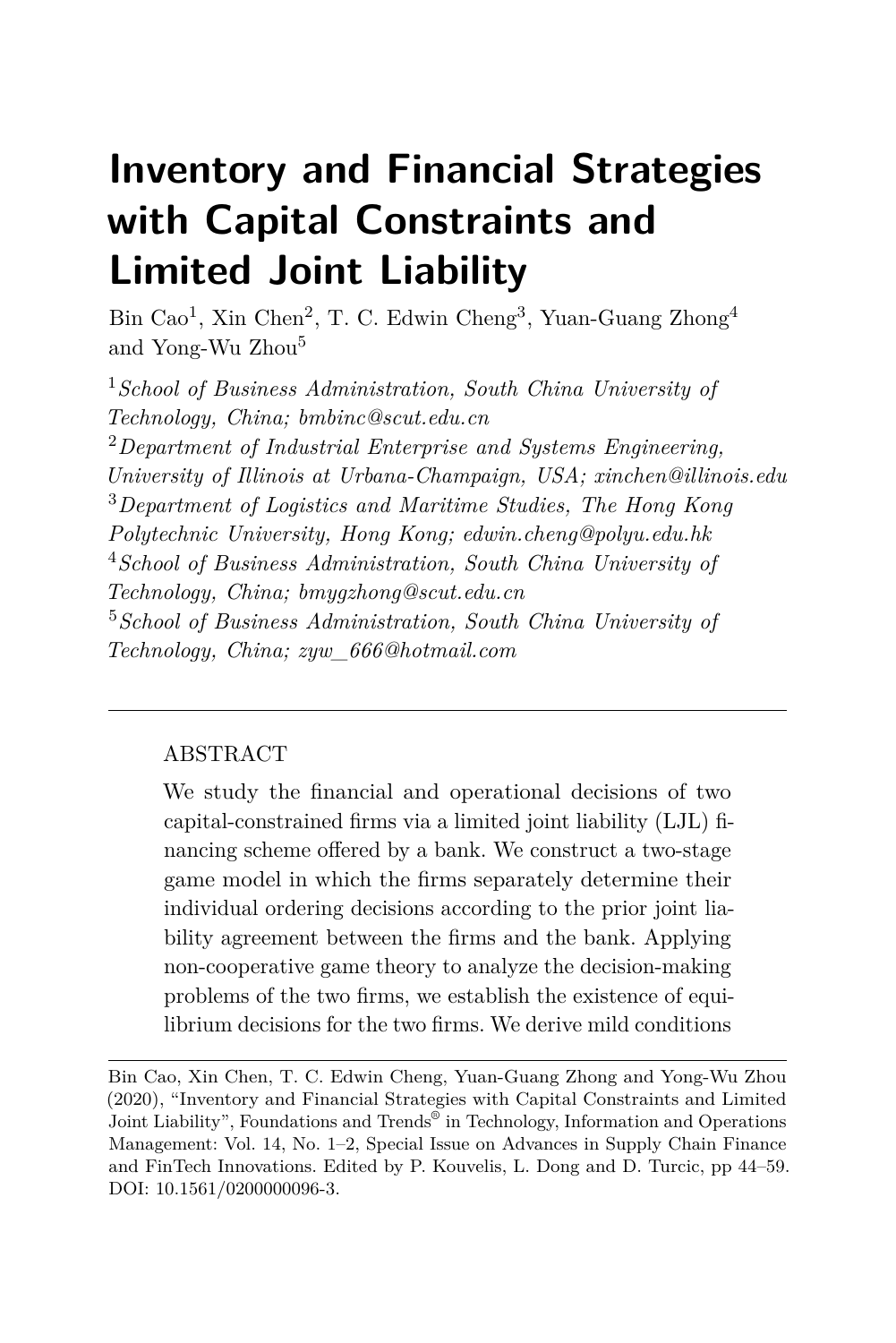# Inventory and Financial Strategies with Capital Constraints and Limited Joint Liability

Bin Cao[1], Xin Chen[2], T. C. Edwin Cheng[3], Yuan-Guang Zhong[4] and Yong-Wu Zhou[5]

[1]*School of Business Administration, South China University of Technology, China; bmbinc@scut.edu.cn*
[2]*Department of Industrial Enterprise and Systems Engineering, University of Illinois at Urbana-Champaign, USA; xinchen@illinois.edu*
[3]*Department of Logistics and Maritime Studies, The Hong Kong Polytechnic University, Hong Kong; edwin.cheng@polyu.edu.hk*
[4]*School of Business Administration, South China University of Technology, China; bmygzhong@scut.edu.cn*
[5]*School of Business Administration, South China University of Technology, China; zyw_666@hotmail.com*

---

ABSTRACT

We study the financial and operational decisions of two capital-constrained firms via a limited joint liability (LJL) financing scheme offered by a bank. We construct a two-stage game model in which the firms separately determine their individual ordering decisions according to the prior joint liability agreement between the firms and the bank. Applying non-cooperative game theory to analyze the decision-making problems of the two firms, we establish the existence of equilibrium decisions for the two firms. We derive mild conditions

---

Bin Cao, Xin Chen, T. C. Edwin Cheng, Yuan-Guang Zhong and Yong-Wu Zhou (2020), "Inventory and Financial Strategies with Capital Constraints and Limited Joint Liability", Foundations and Trends® in Technology, Information and Operations Management: Vol. 14, No. 1–2, Special Issue on Advances in Supply Chain Finance and FinTech Innovations. Edited by P. Kouvelis, L. Dong and D. Turcic, pp 44–59. DOI: 10.1561/0200000096-3.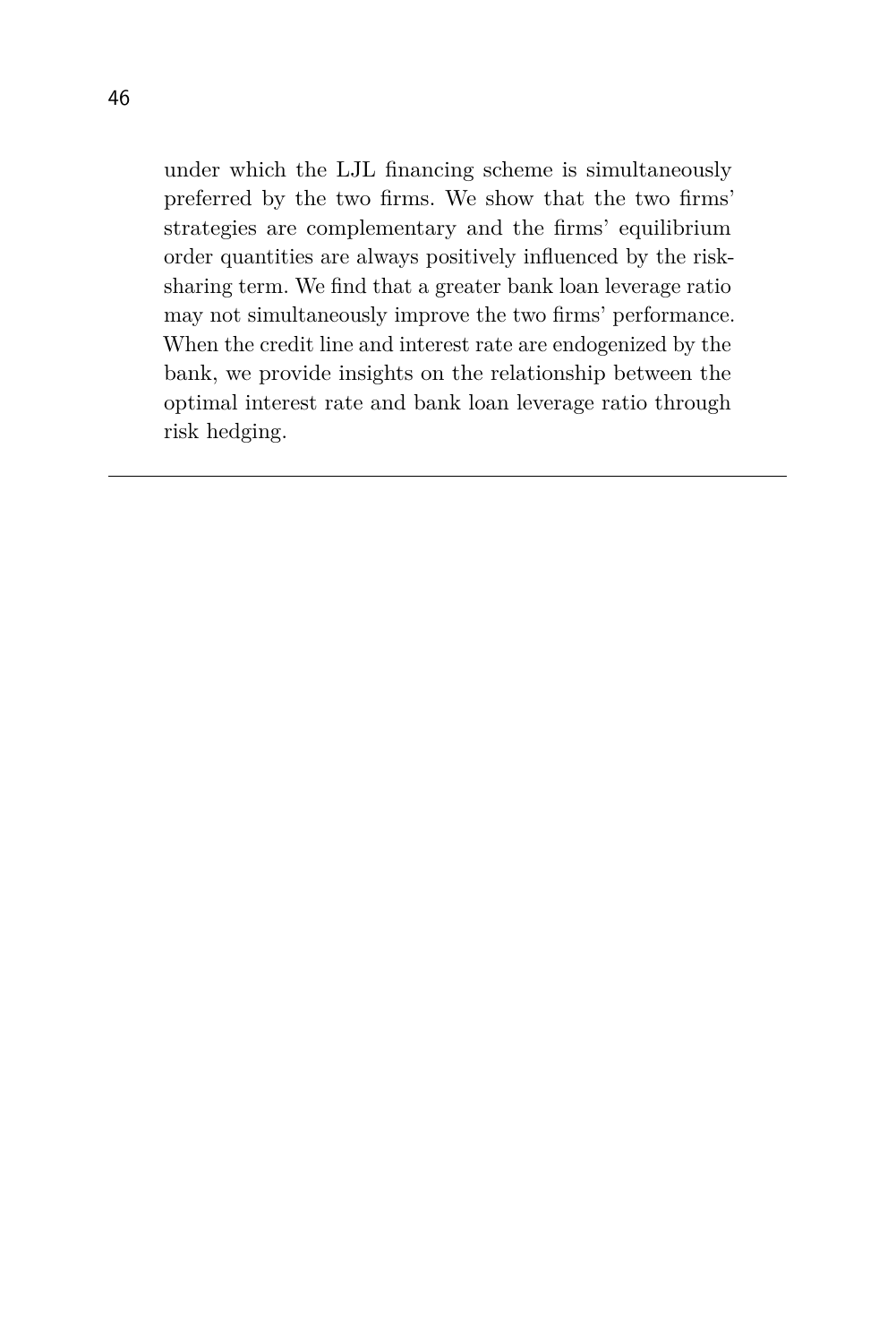under which the LJL financing scheme is simultaneously preferred by the two firms. We show that the two firms' strategies are complementary and the firms' equilibrium order quantities are always positively influenced by the risk-sharing term. We find that a greater bank loan leverage ratio may not simultaneously improve the two firms' performance. When the credit line and interest rate are endogenized by the bank, we provide insights on the relationship between the optimal interest rate and bank loan leverage ratio through risk hedging.

---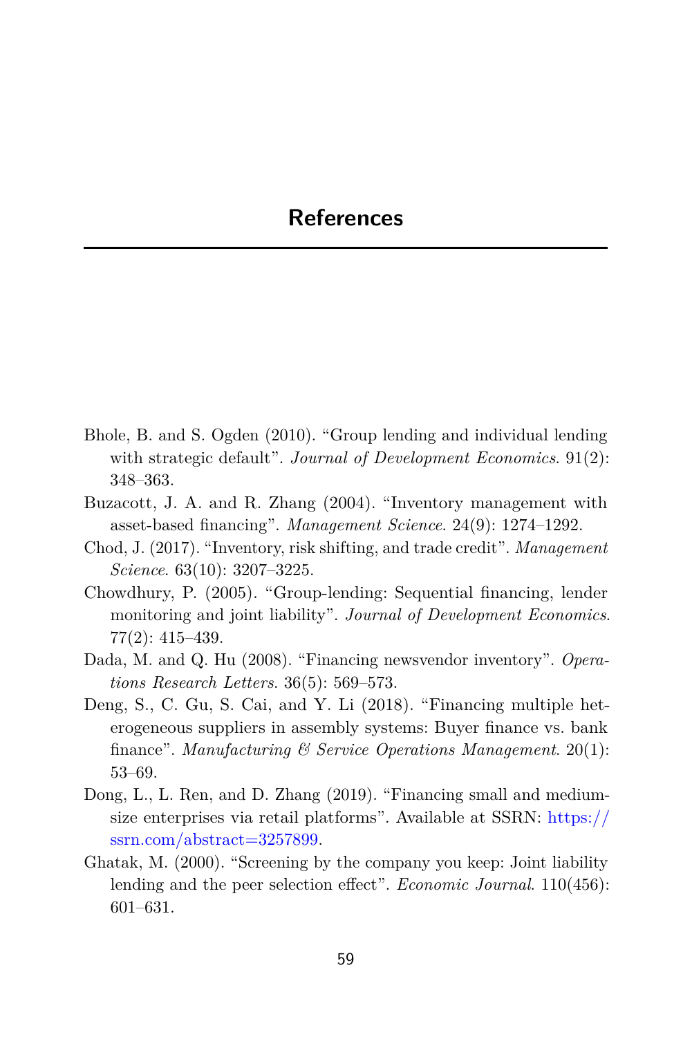# References

Bhole, B. and S. Ogden (2010). "Group lending and individual lending with strategic default". *Journal of Development Economics*. 91(2): 348–363.

Buzacott, J. A. and R. Zhang (2004). "Inventory management with asset-based financing". *Management Science*. 24(9): 1274–1292.

Chod, J. (2017). "Inventory, risk shifting, and trade credit". *Management Science*. 63(10): 3207–3225.

Chowdhury, P. (2005). "Group-lending: Sequential financing, lender monitoring and joint liability". *Journal of Development Economics*. 77(2): 415–439.

Dada, M. and Q. Hu (2008). "Financing newsvendor inventory". *Operations Research Letters*. 36(5): 569–573.

Deng, S., C. Gu, S. Cai, and Y. Li (2018). "Financing multiple heterogeneous suppliers in assembly systems: Buyer finance vs. bank finance". *Manufacturing & Service Operations Management*. 20(1): 53–69.

Dong, L., L. Ren, and D. Zhang (2019). "Financing small and medium-size enterprises via retail platforms". Available at SSRN: https://ssrn.com/abstract=3257899.

Ghatak, M. (2000). "Screening by the company you keep: Joint liability lending and the peer selection effect". *Economic Journal*. 110(456): 601–631.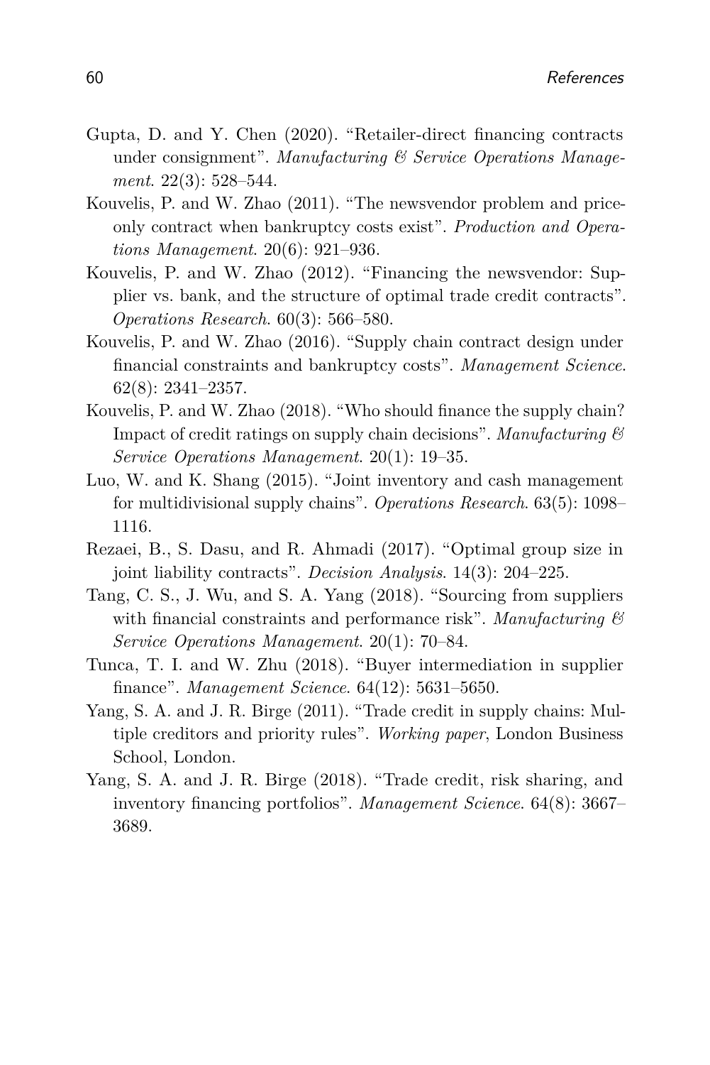Gupta, D. and Y. Chen (2020). "Retailer-direct financing contracts under consignment". *Manufacturing & Service Operations Management*. 22(3): 528–544.

Kouvelis, P. and W. Zhao (2011). "The newsvendor problem and price-only contract when bankruptcy costs exist". *Production and Operations Management*. 20(6): 921–936.

Kouvelis, P. and W. Zhao (2012). "Financing the newsvendor: Supplier vs. bank, and the structure of optimal trade credit contracts". *Operations Research*. 60(3): 566–580.

Kouvelis, P. and W. Zhao (2016). "Supply chain contract design under financial constraints and bankruptcy costs". *Management Science*. 62(8): 2341–2357.

Kouvelis, P. and W. Zhao (2018). "Who should finance the supply chain? Impact of credit ratings on supply chain decisions". *Manufacturing & Service Operations Management*. 20(1): 19–35.

Luo, W. and K. Shang (2015). "Joint inventory and cash management for multidivisional supply chains". *Operations Research*. 63(5): 1098–1116.

Rezaei, B., S. Dasu, and R. Ahmadi (2017). "Optimal group size in joint liability contracts". *Decision Analysis*. 14(3): 204–225.

Tang, C. S., J. Wu, and S. A. Yang (2018). "Sourcing from suppliers with financial constraints and performance risk". *Manufacturing & Service Operations Management*. 20(1): 70–84.

Tunca, T. I. and W. Zhu (2018). "Buyer intermediation in supplier finance". *Management Science*. 64(12): 5631–5650.

Yang, S. A. and J. R. Birge (2011). "Trade credit in supply chains: Multiple creditors and priority rules". *Working paper*, London Business School, London.

Yang, S. A. and J. R. Birge (2018). "Trade credit, risk sharing, and inventory financing portfolios". *Management Science*. 64(8): 3667–3689.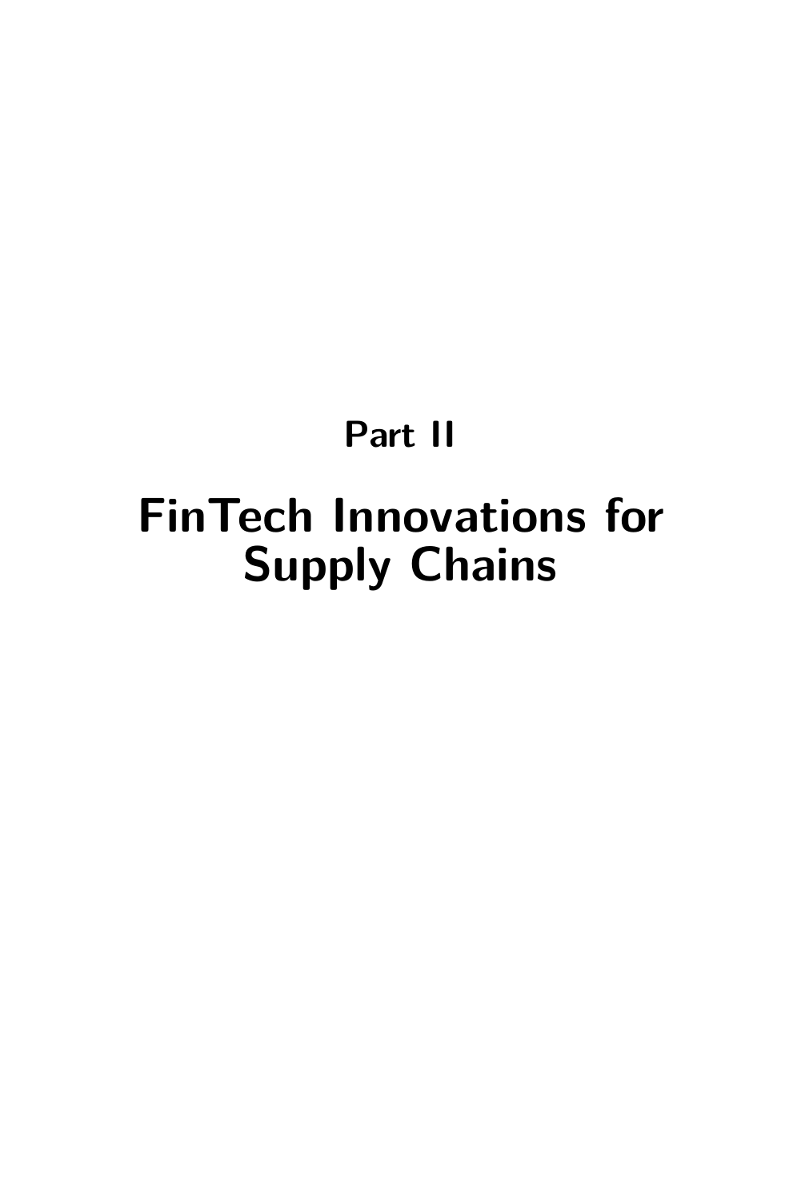# Part II

# FinTech Innovations for Supply Chains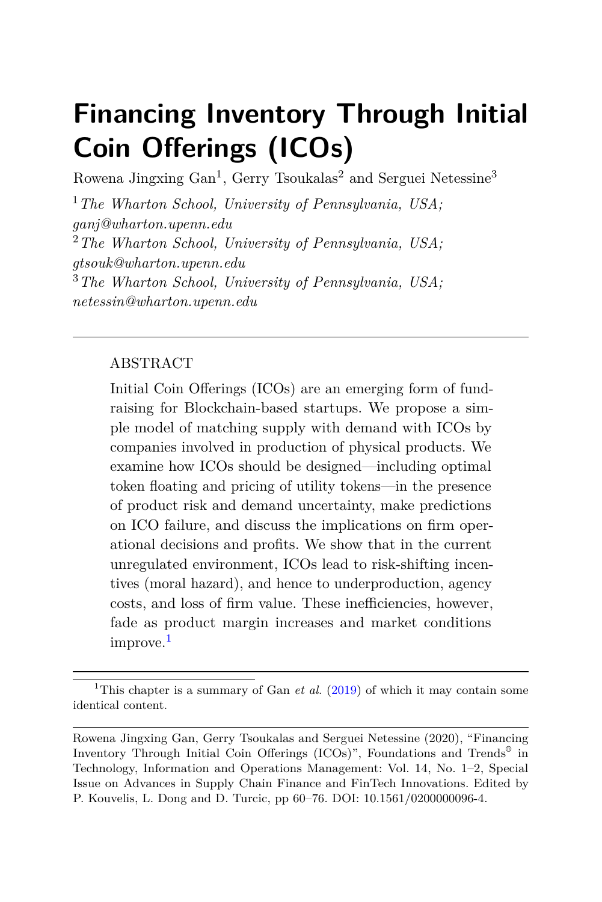# Financing Inventory Through Initial Coin Offerings (ICOs)

Rowena Jingxing Gan[1], Gerry Tsoukalas[2] and Serguei Netessine[3]

[1] *The Wharton School, University of Pennsylvania, USA; ganj@wharton.upenn.edu*
[2] *The Wharton School, University of Pennsylvania, USA; gtsouk@wharton.upenn.edu*
[3] *The Wharton School, University of Pennsylvania, USA; netessin@wharton.upenn.edu*

---

ABSTRACT

Initial Coin Offerings (ICOs) are an emerging form of fundraising for Blockchain-based startups. We propose a simple model of matching supply with demand with ICOs by companies involved in production of physical products. We examine how ICOs should be designed—including optimal token floating and pricing of utility tokens—in the presence of product risk and demand uncertainty, make predictions on ICO failure, and discuss the implications on firm operational decisions and profits. We show that in the current unregulated environment, ICOs lead to risk-shifting incentives (moral hazard), and hence to underproduction, agency costs, and loss of firm value. These inefficiencies, however, fade as product margin increases and market conditions improve.[1]

---

[1] This chapter is a summary of Gan *et al.* (2019) of which it may contain some identical content.

Rowena Jingxing Gan, Gerry Tsoukalas and Serguei Netessine (2020), "Financing Inventory Through Initial Coin Offerings (ICOs)", Foundations and Trends® in Technology, Information and Operations Management: Vol. 14, No. 1–2, Special Issue on Advances in Supply Chain Finance and FinTech Innovations. Edited by P. Kouvelis, L. Dong and D. Turcic, pp 60–76. DOI: 10.1561/0200000096-4.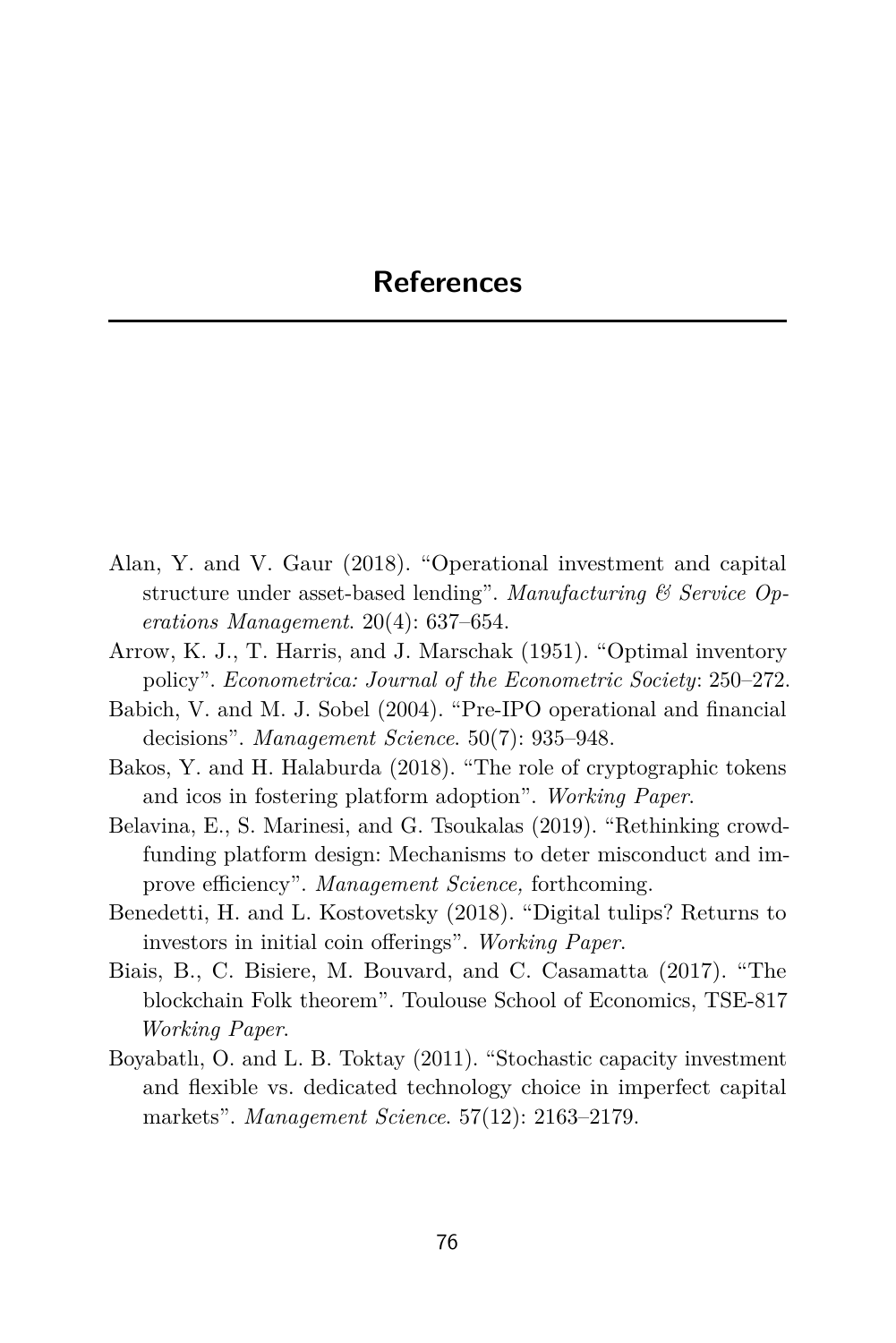# References

Alan, Y. and V. Gaur (2018). "Operational investment and capital structure under asset-based lending". *Manufacturing & Service Operations Management*. 20(4): 637–654.

Arrow, K. J., T. Harris, and J. Marschak (1951). "Optimal inventory policy". *Econometrica: Journal of the Econometric Society*: 250–272.

Babich, V. and M. J. Sobel (2004). "Pre-IPO operational and financial decisions". *Management Science*. 50(7): 935–948.

Bakos, Y. and H. Halaburda (2018). "The role of cryptographic tokens and icos in fostering platform adoption". *Working Paper*.

Belavina, E., S. Marinesi, and G. Tsoukalas (2019). "Rethinking crowdfunding platform design: Mechanisms to deter misconduct and improve efficiency". *Management Science,* forthcoming.

Benedetti, H. and L. Kostovetsky (2018). "Digital tulips? Returns to investors in initial coin offerings". *Working Paper*.

Biais, B., C. Bisiere, M. Bouvard, and C. Casamatta (2017). "The blockchain Folk theorem". Toulouse School of Economics, TSE-817 *Working Paper*.

Boyabatlı, O. and L. B. Toktay (2011). "Stochastic capacity investment and flexible vs. dedicated technology choice in imperfect capital markets". *Management Science*. 57(12): 2163–2179.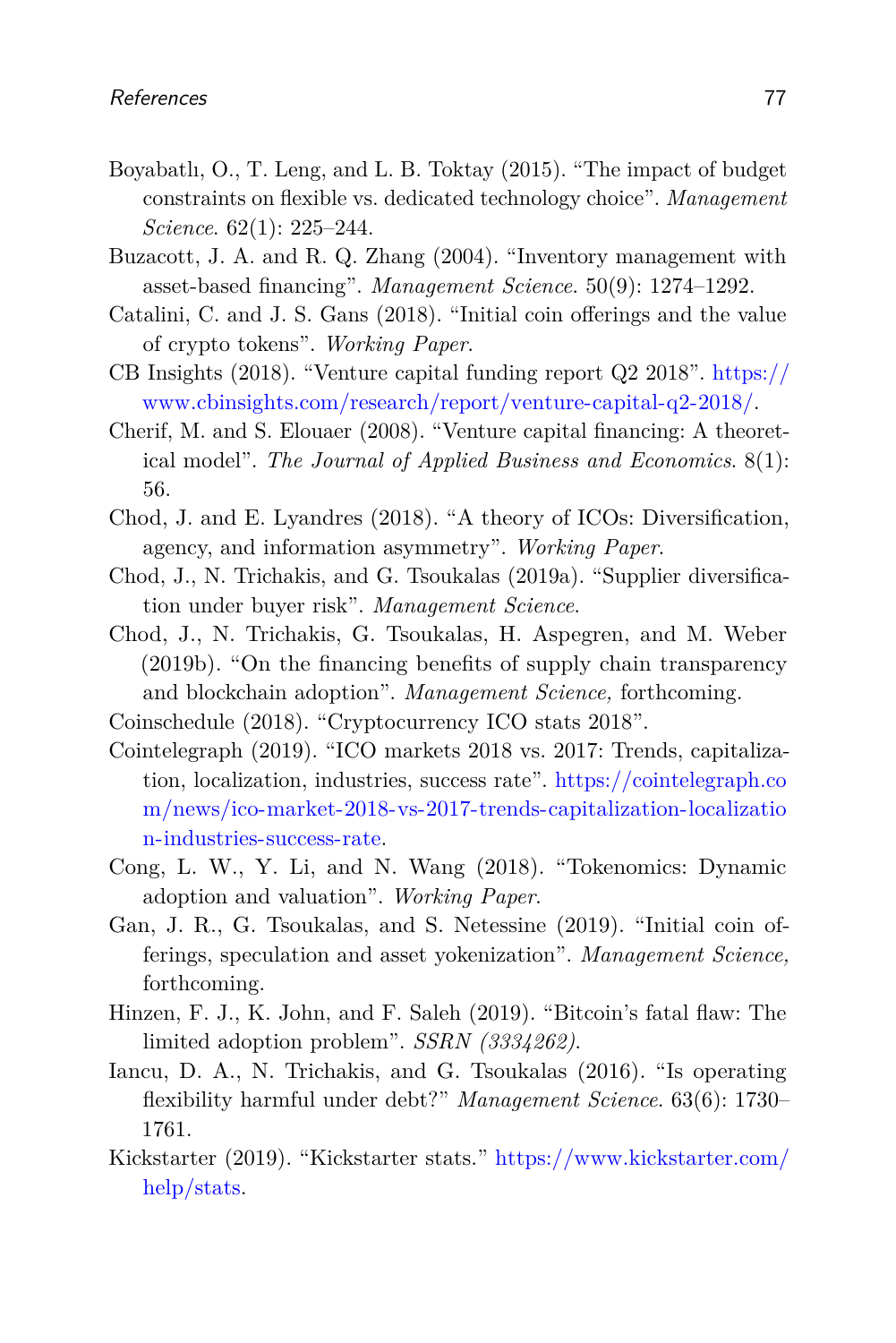Boyabatlı, O., T. Leng, and L. B. Toktay (2015). "The impact of budget constraints on flexible vs. dedicated technology choice". *Management Science*. 62(1): 225–244.

Buzacott, J. A. and R. Q. Zhang (2004). "Inventory management with asset-based financing". *Management Science*. 50(9): 1274–1292.

Catalini, C. and J. S. Gans (2018). "Initial coin offerings and the value of crypto tokens". *Working Paper*.

CB Insights (2018). "Venture capital funding report Q2 2018". https://www.cbinsights.com/research/report/venture-capital-q2-2018/.

Cherif, M. and S. Elouaer (2008). "Venture capital financing: A theoretical model". *The Journal of Applied Business and Economics*. 8(1): 56.

Chod, J. and E. Lyandres (2018). "A theory of ICOs: Diversification, agency, and information asymmetry". *Working Paper*.

Chod, J., N. Trichakis, and G. Tsoukalas (2019a). "Supplier diversification under buyer risk". *Management Science*.

Chod, J., N. Trichakis, G. Tsoukalas, H. Aspegren, and M. Weber (2019b). "On the financing benefits of supply chain transparency and blockchain adoption". *Management Science,* forthcoming.

Coinschedule (2018). "Cryptocurrency ICO stats 2018".

Cointelegraph (2019). "ICO markets 2018 vs. 2017: Trends, capitalization, localization, industries, success rate". https://cointelegraph.com/news/ico-market-2018-vs-2017-trends-capitalization-localization-industries-success-rate.

Cong, L. W., Y. Li, and N. Wang (2018). "Tokenomics: Dynamic adoption and valuation". *Working Paper*.

Gan, J. R., G. Tsoukalas, and S. Netessine (2019). "Initial coin offerings, speculation and asset yokenization". *Management Science,* forthcoming.

Hinzen, F. J., K. John, and F. Saleh (2019). "Bitcoin's fatal flaw: The limited adoption problem". *SSRN (3334262)*.

Iancu, D. A., N. Trichakis, and G. Tsoukalas (2016). "Is operating flexibility harmful under debt?" *Management Science*. 63(6): 1730–1761.

Kickstarter (2019). "Kickstarter stats." https://www.kickstarter.com/help/stats.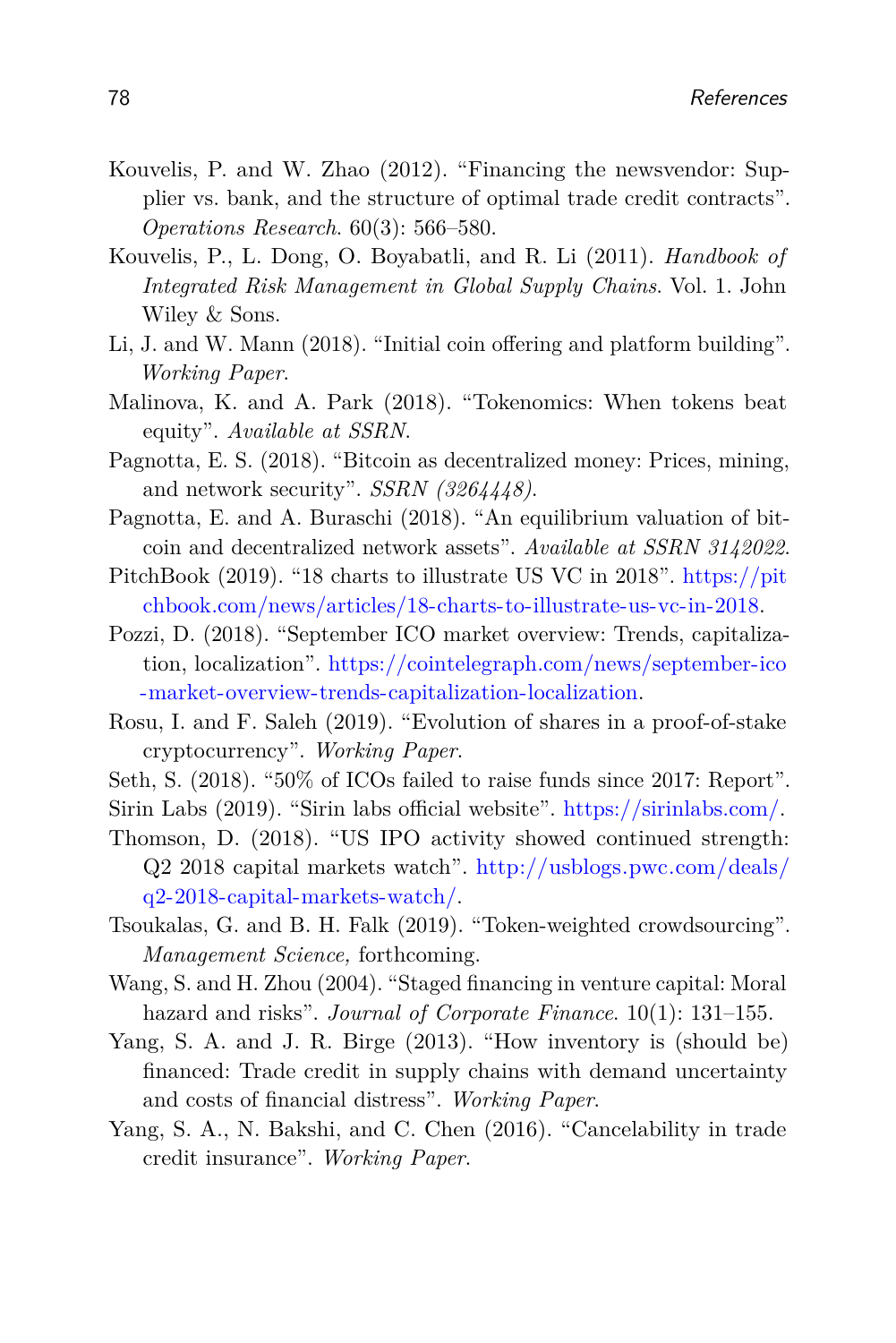Kouvelis, P. and W. Zhao (2012). “Financing the newsvendor: Supplier vs. bank, and the structure of optimal trade credit contracts”. *Operations Research*. 60(3): 566–580.

Kouvelis, P., L. Dong, O. Boyabatli, and R. Li (2011). *Handbook of Integrated Risk Management in Global Supply Chains*. Vol. 1. John Wiley & Sons.

Li, J. and W. Mann (2018). “Initial coin offering and platform building”. *Working Paper*.

Malinova, K. and A. Park (2018). “Tokenomics: When tokens beat equity”. *Available at SSRN*.

Pagnotta, E. S. (2018). “Bitcoin as decentralized money: Prices, mining, and network security”. *SSRN (3264448)*.

Pagnotta, E. and A. Buraschi (2018). “An equilibrium valuation of bitcoin and decentralized network assets”. *Available at SSRN 3142022*.

PitchBook (2019). “18 charts to illustrate US VC in 2018”. https://pitchbook.com/news/articles/18-charts-to-illustrate-us-vc-in-2018.

Pozzi, D. (2018). “September ICO market overview: Trends, capitalization, localization”. https://cointelegraph.com/news/september-ico-market-overview-trends-capitalization-localization.

Rosu, I. and F. Saleh (2019). “Evolution of shares in a proof-of-stake cryptocurrency”. *Working Paper*.

Seth, S. (2018). “50% of ICOs failed to raise funds since 2017: Report”.

Sirin Labs (2019). “Sirin labs official website”. https://sirinlabs.com/.

Thomson, D. (2018). “US IPO activity showed continued strength: Q2 2018 capital markets watch”. http://usblogs.pwc.com/deals/q2-2018-capital-markets-watch/.

Tsoukalas, G. and B. H. Falk (2019). “Token-weighted crowdsourcing”. *Management Science,* forthcoming.

Wang, S. and H. Zhou (2004). “Staged financing in venture capital: Moral hazard and risks”. *Journal of Corporate Finance*. 10(1): 131–155.

Yang, S. A. and J. R. Birge (2013). “How inventory is (should be) financed: Trade credit in supply chains with demand uncertainty and costs of financial distress”. *Working Paper*.

Yang, S. A., N. Bakshi, and C. Chen (2016). “Cancelability in trade credit insurance”. *Working Paper*.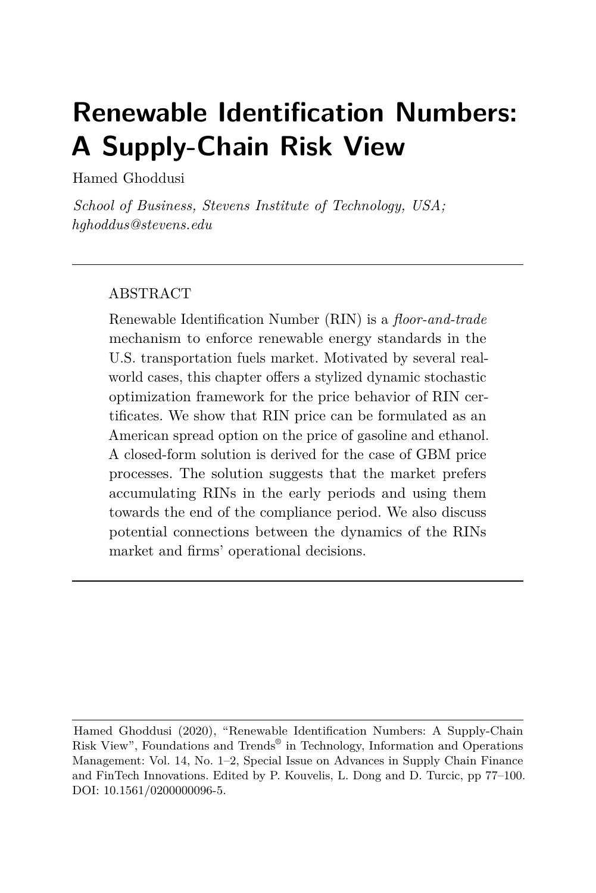# Renewable Identification Numbers: A Supply-Chain Risk View

Hamed Ghoddusi

*School of Business, Stevens Institute of Technology, USA; hghoddus@stevens.edu*

---

ABSTRACT

Renewable Identification Number (RIN) is a *floor-and-trade* mechanism to enforce renewable energy standards in the U.S. transportation fuels market. Motivated by several real-world cases, this chapter offers a stylized dynamic stochastic optimization framework for the price behavior of RIN certificates. We show that RIN price can be formulated as an American spread option on the price of gasoline and ethanol. A closed-form solution is derived for the case of GBM price processes. The solution suggests that the market prefers accumulating RINs in the early periods and using them towards the end of the compliance period. We also discuss potential connections between the dynamics of the RINs market and firms' operational decisions.

---

Hamed Ghoddusi (2020), "Renewable Identification Numbers: A Supply-Chain Risk View", Foundations and Trends® in Technology, Information and Operations Management: Vol. 14, No. 1–2, Special Issue on Advances in Supply Chain Finance and FinTech Innovations. Edited by P. Kouvelis, L. Dong and D. Turcic, pp 77–100. DOI: 10.1561/0200000096-5.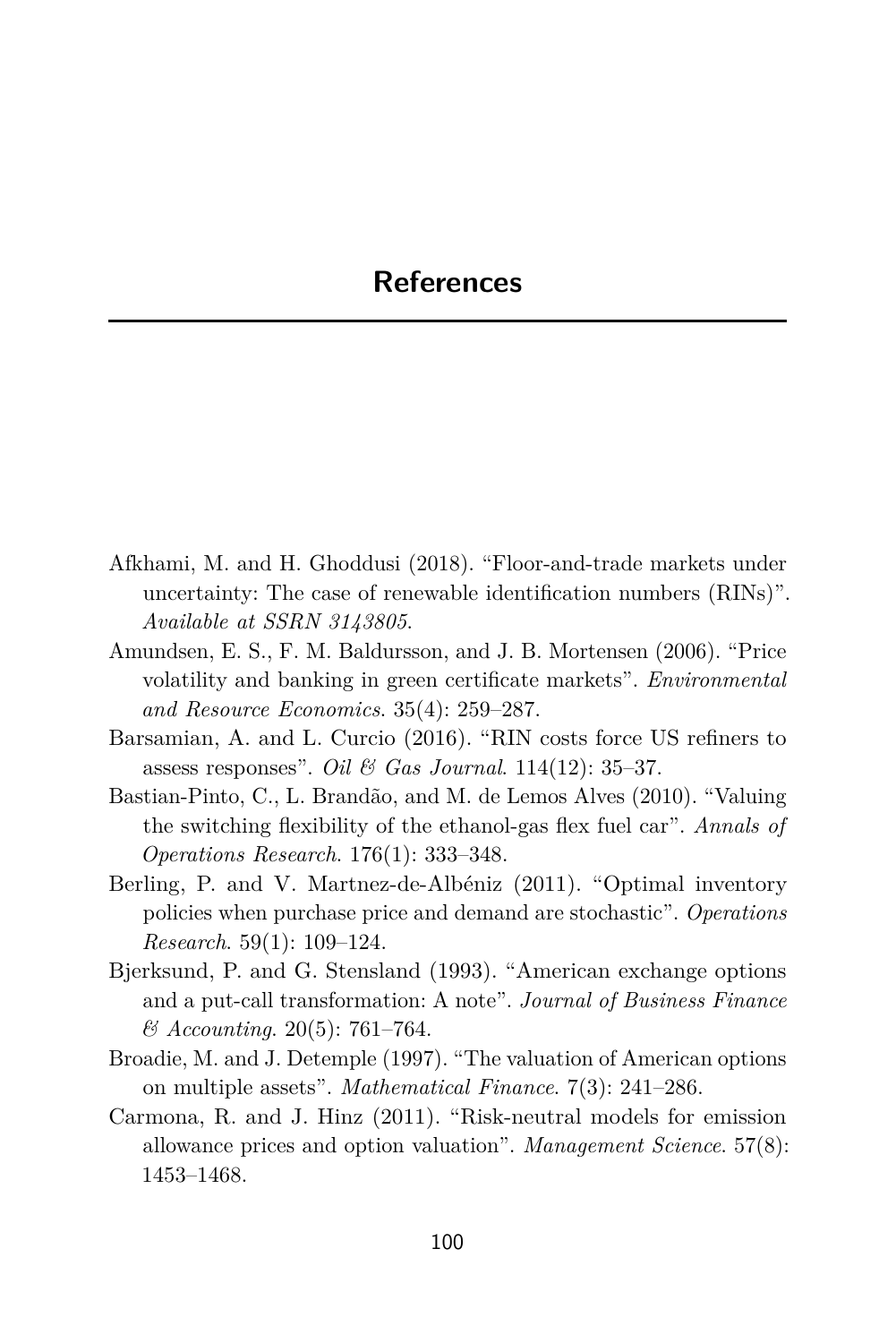# References

Afkhami, M. and H. Ghoddusi (2018). "Floor-and-trade markets under uncertainty: The case of renewable identification numbers (RINs)". *Available at SSRN 3143805*.

Amundsen, E. S., F. M. Baldursson, and J. B. Mortensen (2006). "Price volatility and banking in green certificate markets". *Environmental and Resource Economics*. 35(4): 259–287.

Barsamian, A. and L. Curcio (2016). "RIN costs force US refiners to assess responses". *Oil & Gas Journal*. 114(12): 35–37.

Bastian-Pinto, C., L. Brandão, and M. de Lemos Alves (2010). "Valuing the switching flexibility of the ethanol-gas flex fuel car". *Annals of Operations Research*. 176(1): 333–348.

Berling, P. and V. Martnez-de-Albéniz (2011). "Optimal inventory policies when purchase price and demand are stochastic". *Operations Research*. 59(1): 109–124.

Bjerksund, P. and G. Stensland (1993). "American exchange options and a put-call transformation: A note". *Journal of Business Finance & Accounting*. 20(5): 761–764.

Broadie, M. and J. Detemple (1997). "The valuation of American options on multiple assets". *Mathematical Finance*. 7(3): 241–286.

Carmona, R. and J. Hinz (2011). "Risk-neutral models for emission allowance prices and option valuation". *Management Science*. 57(8): 1453–1468.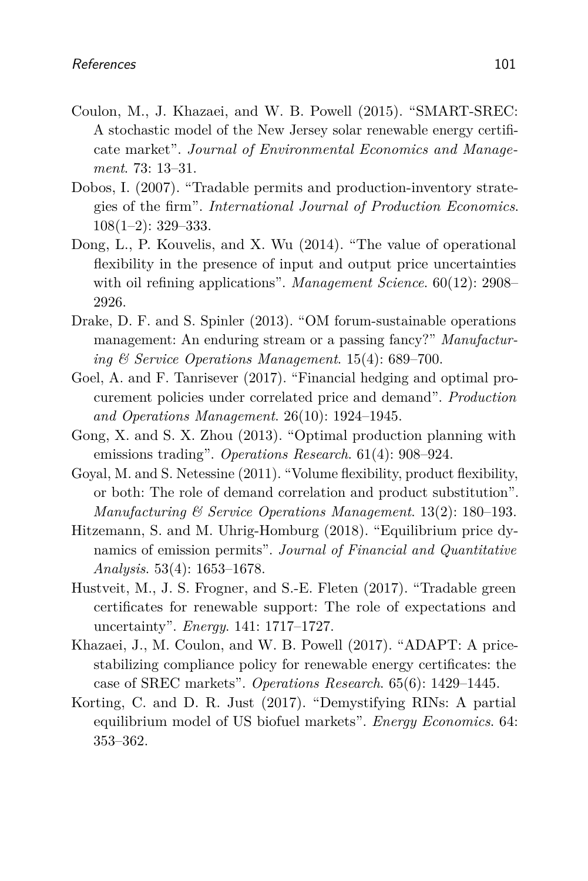Coulon, M., J. Khazaei, and W. B. Powell (2015). "SMART-SREC: A stochastic model of the New Jersey solar renewable energy certificate market". *Journal of Environmental Economics and Management*. 73: 13–31.

Dobos, I. (2007). "Tradable permits and production-inventory strategies of the firm". *International Journal of Production Economics*. 108(1–2): 329–333.

Dong, L., P. Kouvelis, and X. Wu (2014). "The value of operational flexibility in the presence of input and output price uncertainties with oil refining applications". *Management Science*. 60(12): 2908–2926.

Drake, D. F. and S. Spinler (2013). "OM forum-sustainable operations management: An enduring stream or a passing fancy?" *Manufacturing & Service Operations Management*. 15(4): 689–700.

Goel, A. and F. Tanrisever (2017). "Financial hedging and optimal procurement policies under correlated price and demand". *Production and Operations Management*. 26(10): 1924–1945.

Gong, X. and S. X. Zhou (2013). "Optimal production planning with emissions trading". *Operations Research*. 61(4): 908–924.

Goyal, M. and S. Netessine (2011). "Volume flexibility, product flexibility, or both: The role of demand correlation and product substitution". *Manufacturing & Service Operations Management*. 13(2): 180–193.

Hitzemann, S. and M. Uhrig-Homburg (2018). "Equilibrium price dynamics of emission permits". *Journal of Financial and Quantitative Analysis*. 53(4): 1653–1678.

Hustveit, M., J. S. Frogner, and S.-E. Fleten (2017). "Tradable green certificates for renewable support: The role of expectations and uncertainty". *Energy*. 141: 1717–1727.

Khazaei, J., M. Coulon, and W. B. Powell (2017). "ADAPT: A price-stabilizing compliance policy for renewable energy certificates: the case of SREC markets". *Operations Research*. 65(6): 1429–1445.

Korting, C. and D. R. Just (2017). "Demystifying RINs: A partial equilibrium model of US biofuel markets". *Energy Economics*. 64: 353–362.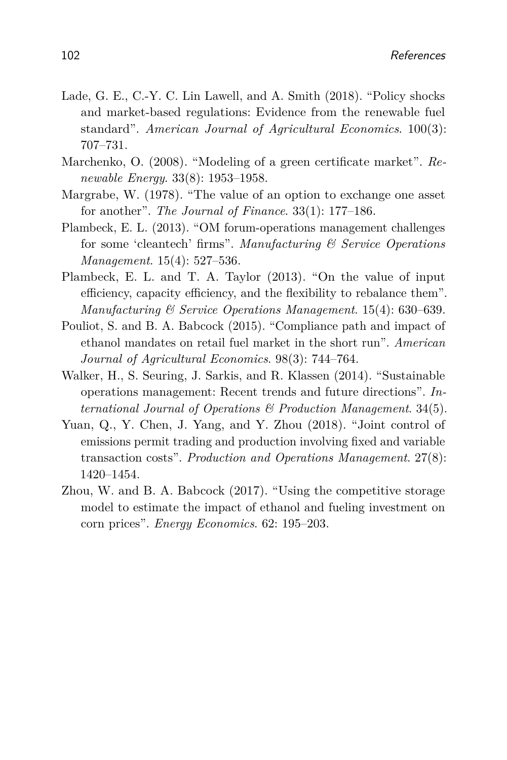Lade, G. E., C.-Y. C. Lin Lawell, and A. Smith (2018). "Policy shocks and market-based regulations: Evidence from the renewable fuel standard". *American Journal of Agricultural Economics*. 100(3): 707–731.

Marchenko, O. (2008). "Modeling of a green certificate market". *Renewable Energy*. 33(8): 1953–1958.

Margrabe, W. (1978). "The value of an option to exchange one asset for another". *The Journal of Finance*. 33(1): 177–186.

Plambeck, E. L. (2013). "OM forum-operations management challenges for some 'cleantech' firms". *Manufacturing & Service Operations Management*. 15(4): 527–536.

Plambeck, E. L. and T. A. Taylor (2013). "On the value of input efficiency, capacity efficiency, and the flexibility to rebalance them". *Manufacturing & Service Operations Management*. 15(4): 630–639.

Pouliot, S. and B. A. Babcock (2015). "Compliance path and impact of ethanol mandates on retail fuel market in the short run". *American Journal of Agricultural Economics*. 98(3): 744–764.

Walker, H., S. Seuring, J. Sarkis, and R. Klassen (2014). "Sustainable operations management: Recent trends and future directions". *International Journal of Operations & Production Management*. 34(5).

Yuan, Q., Y. Chen, J. Yang, and Y. Zhou (2018). "Joint control of emissions permit trading and production involving fixed and variable transaction costs". *Production and Operations Management*. 27(8): 1420–1454.

Zhou, W. and B. A. Babcock (2017). "Using the competitive storage model to estimate the impact of ethanol and fueling investment on corn prices". *Energy Economics*. 62: 195–203.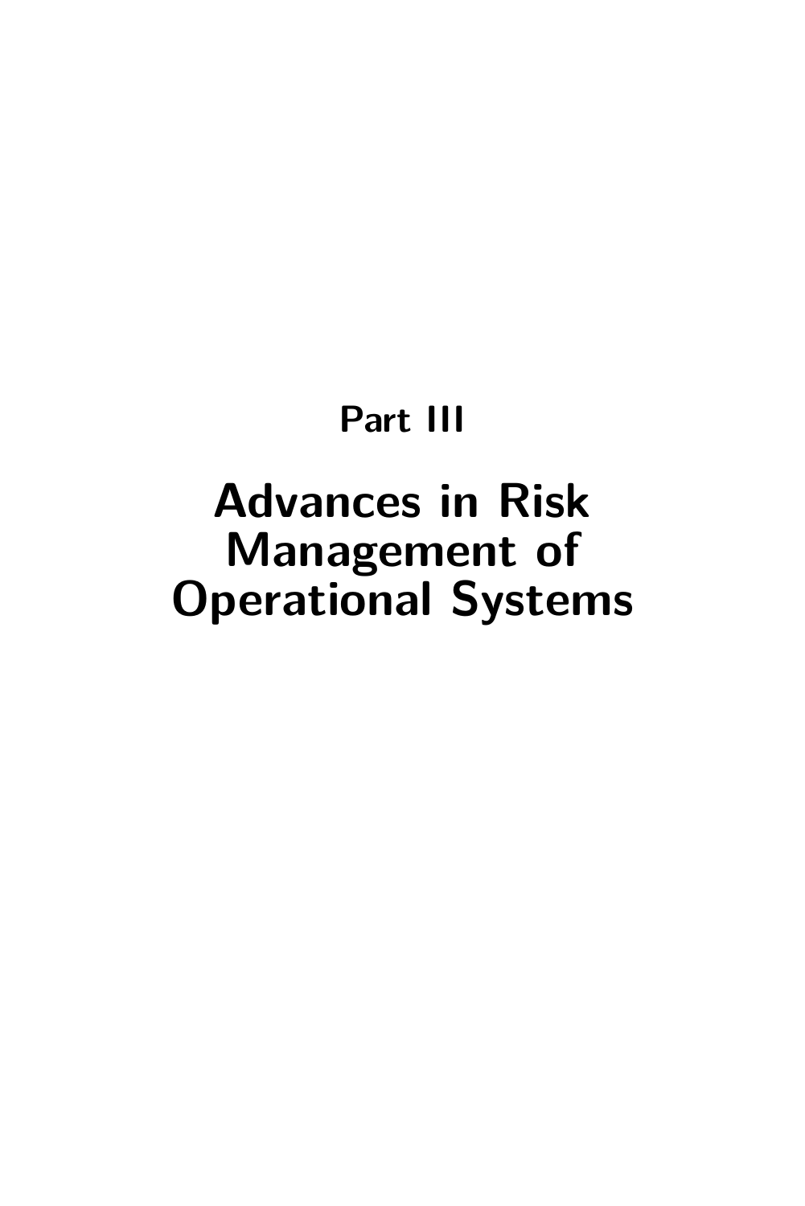# Part III

# Advances in Risk Management of Operational Systems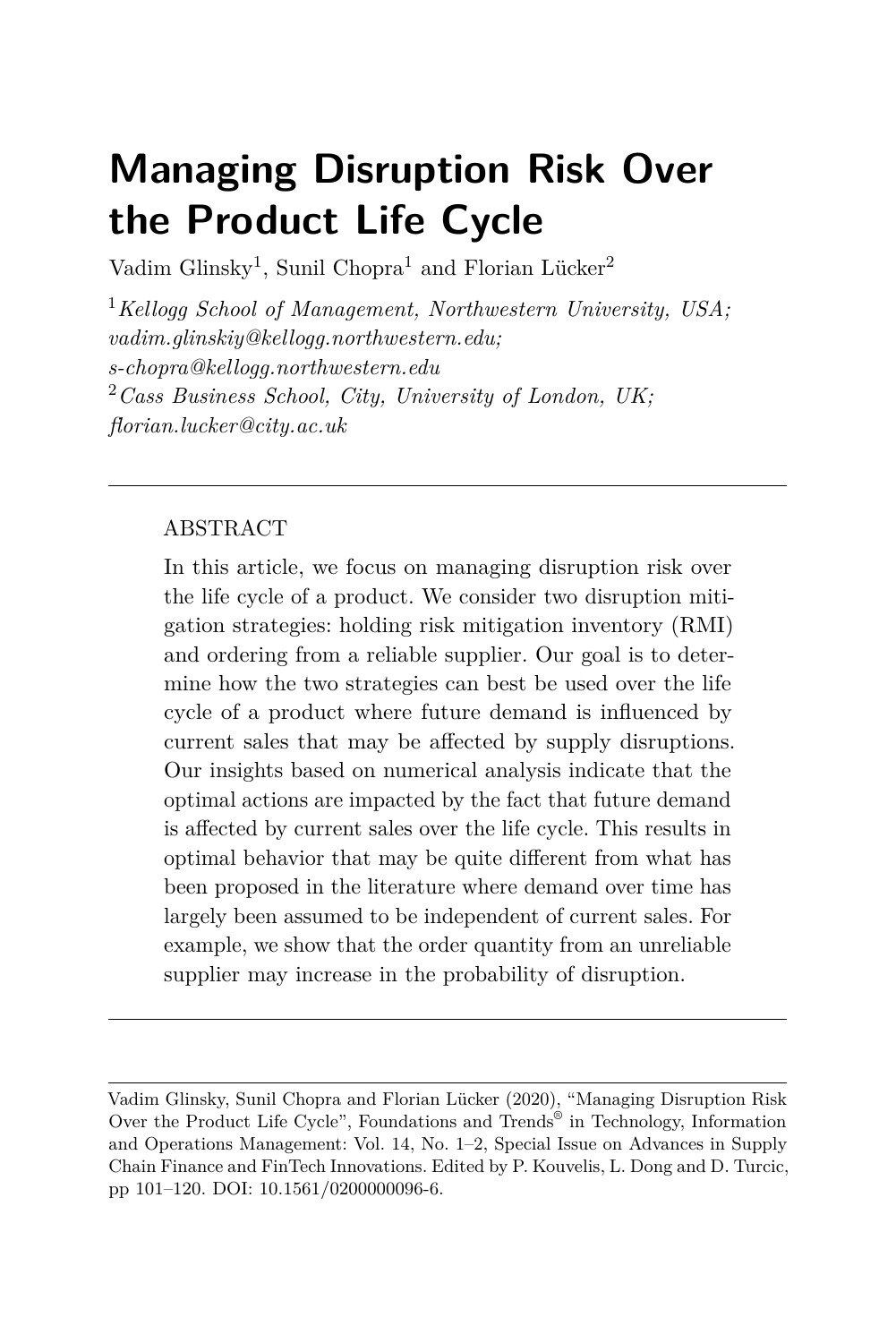# Managing Disruption Risk Over the Product Life Cycle

Vadim Glinsky[1], Sunil Chopra[1] and Florian Lücker[2]

[1] *Kellogg School of Management, Northwestern University, USA; vadim.glinskiy@kellogg.northwestern.edu; s-chopra@kellogg.northwestern.edu*
[2] *Cass Business School, City, University of London, UK; florian.lucker@city.ac.uk*

---

ABSTRACT

In this article, we focus on managing disruption risk over the life cycle of a product. We consider two disruption mitigation strategies: holding risk mitigation inventory (RMI) and ordering from a reliable supplier. Our goal is to determine how the two strategies can best be used over the life cycle of a product where future demand is influenced by current sales that may be affected by supply disruptions. Our insights based on numerical analysis indicate that the optimal actions are impacted by the fact that future demand is affected by current sales over the life cycle. This results in optimal behavior that may be quite different from what has been proposed in the literature where demand over time has largely been assumed to be independent of current sales. For example, we show that the order quantity from an unreliable supplier may increase in the probability of disruption.

---

Vadim Glinsky, Sunil Chopra and Florian Lücker (2020), "Managing Disruption Risk Over the Product Life Cycle", Foundations and Trends® in Technology, Information and Operations Management: Vol. 14, No. 1–2, Special Issue on Advances in Supply Chain Finance and FinTech Innovations. Edited by P. Kouvelis, L. Dong and D. Turcic, pp 101–120. DOI: 10.1561/0200000096-6.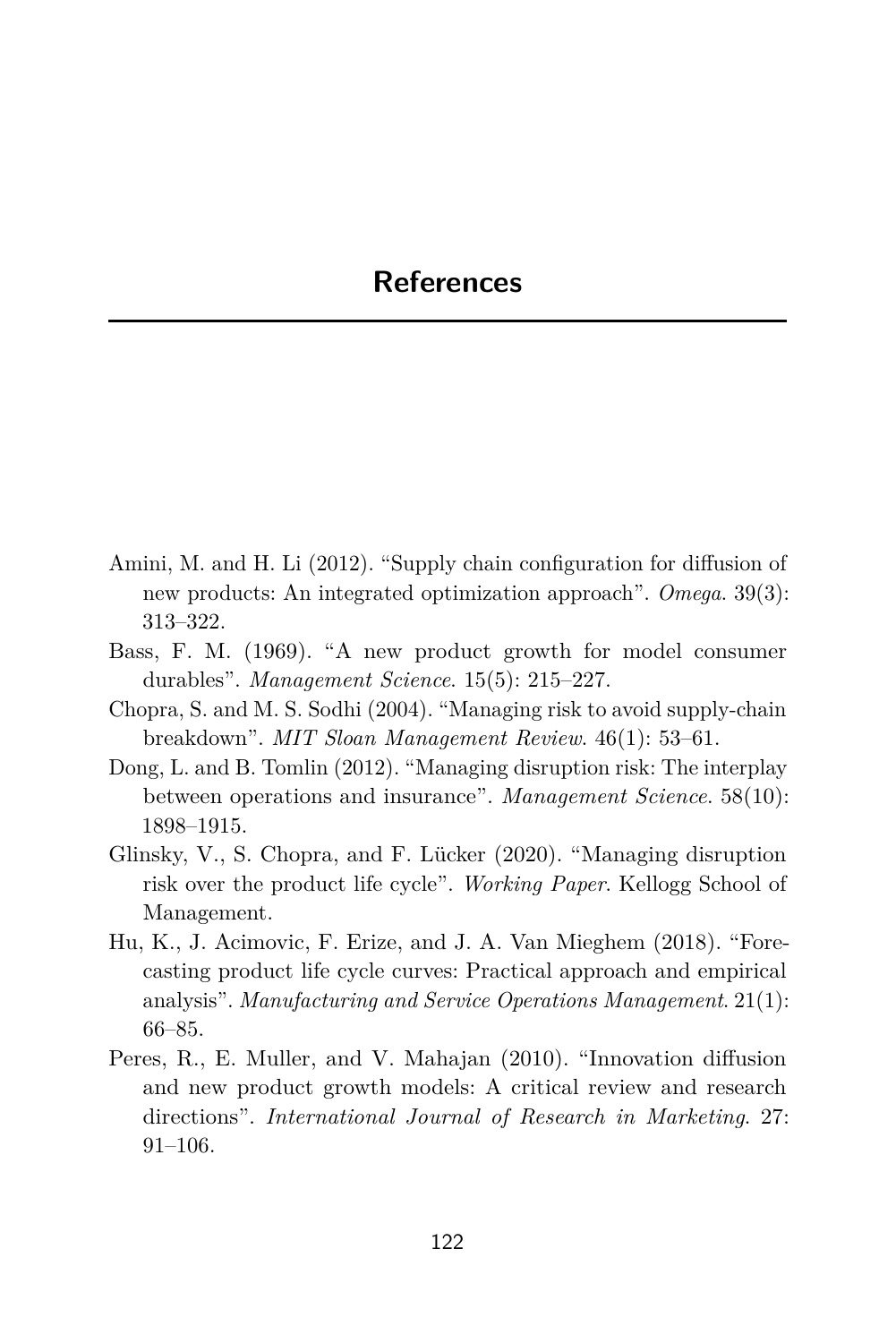# References

Amini, M. and H. Li (2012). “Supply chain configuration for diffusion of new products: An integrated optimization approach”. *Omega*. 39(3): 313–322.

Bass, F. M. (1969). “A new product growth for model consumer durables”. *Management Science*. 15(5): 215–227.

Chopra, S. and M. S. Sodhi (2004). “Managing risk to avoid supply-chain breakdown”. *MIT Sloan Management Review*. 46(1): 53–61.

Dong, L. and B. Tomlin (2012). “Managing disruption risk: The interplay between operations and insurance”. *Management Science*. 58(10): 1898–1915.

Glinsky, V., S. Chopra, and F. Lücker (2020). “Managing disruption risk over the product life cycle”. *Working Paper*. Kellogg School of Management.

Hu, K., J. Acimovic, F. Erize, and J. A. Van Mieghem (2018). “Forecasting product life cycle curves: Practical approach and empirical analysis”. *Manufacturing and Service Operations Management*. 21(1): 66–85.

Peres, R., E. Muller, and V. Mahajan (2010). “Innovation diffusion and new product growth models: A critical review and research directions”. *International Journal of Research in Marketing*. 27: 91–106.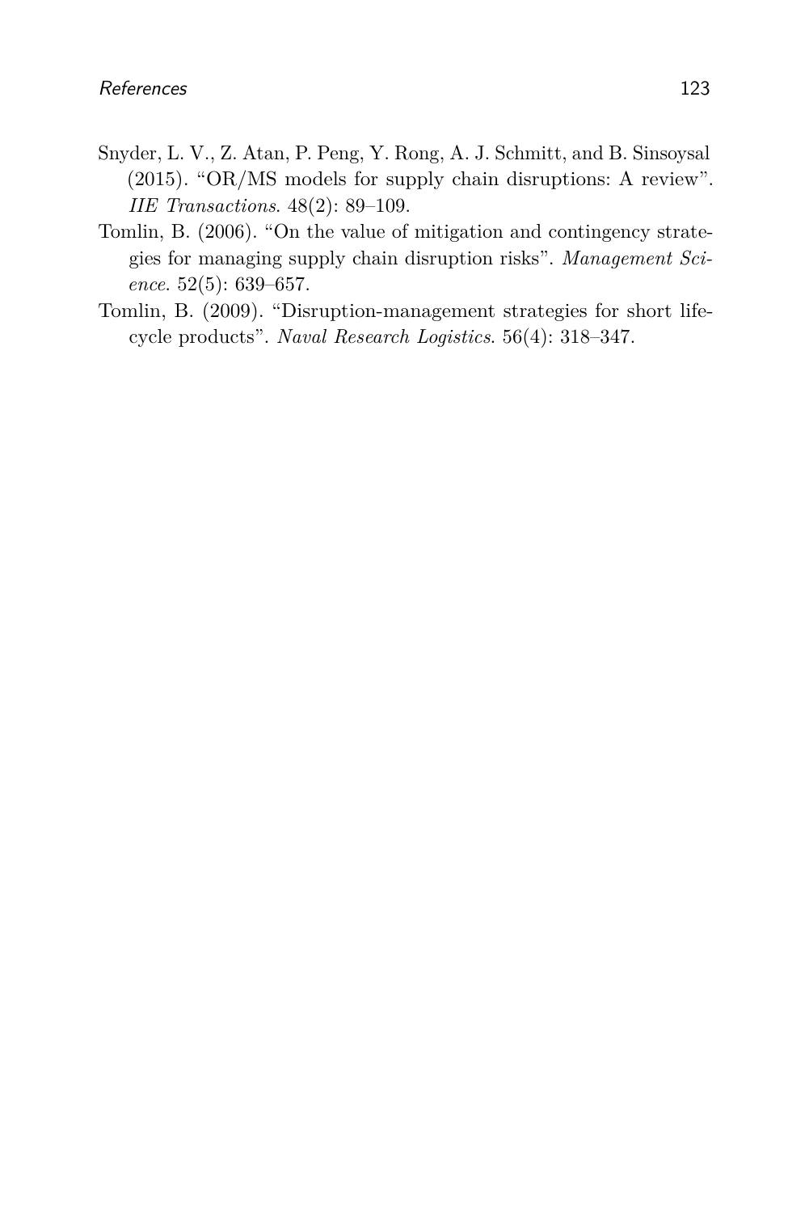Snyder, L. V., Z. Atan, P. Peng, Y. Rong, A. J. Schmitt, and B. Sinsoysal (2015). "OR/MS models for supply chain disruptions: A review". *IIE Transactions*. 48(2): 89–109.

Tomlin, B. (2006). "On the value of mitigation and contingency strategies for managing supply chain disruption risks". *Management Science*. 52(5): 639–657.

Tomlin, B. (2009). "Disruption-management strategies for short life-cycle products". *Naval Research Logistics*. 56(4): 318–347.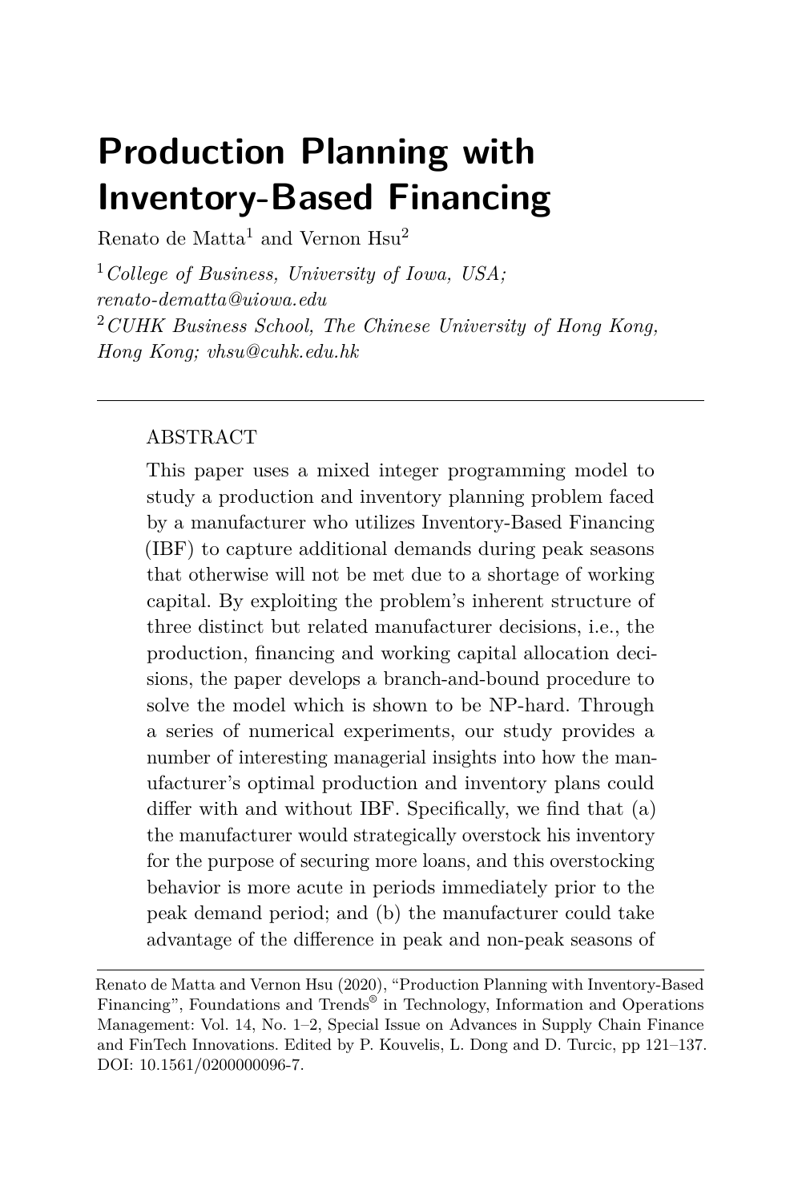# Production Planning with Inventory-Based Financing

Renato de Matta[1] and Vernon Hsu[2]

[1]*College of Business, University of Iowa, USA; renato-dematta@uiowa.edu*

[2]*CUHK Business School, The Chinese University of Hong Kong, Hong Kong; vhsu@cuhk.edu.hk*

---

## ABSTRACT

This paper uses a mixed integer programming model to study a production and inventory planning problem faced by a manufacturer who utilizes Inventory-Based Financing (IBF) to capture additional demands during peak seasons that otherwise will not be met due to a shortage of working capital. By exploiting the problem's inherent structure of three distinct but related manufacturer decisions, i.e., the production, financing and working capital allocation decisions, the paper develops a branch-and-bound procedure to solve the model which is shown to be NP-hard. Through a series of numerical experiments, our study provides a number of interesting managerial insights into how the manufacturer's optimal production and inventory plans could differ with and without IBF. Specifically, we find that (a) the manufacturer would strategically overstock his inventory for the purpose of securing more loans, and this overstocking behavior is more acute in periods immediately prior to the peak demand period; and (b) the manufacturer could take advantage of the difference in peak and non-peak seasons of

---

Renato de Matta and Vernon Hsu (2020), "Production Planning with Inventory-Based Financing", Foundations and Trends® in Technology, Information and Operations Management: Vol. 14, No. 1–2, Special Issue on Advances in Supply Chain Finance and FinTech Innovations. Edited by P. Kouvelis, L. Dong and D. Turcic, pp 121–137. DOI: 10.1561/0200000096-7.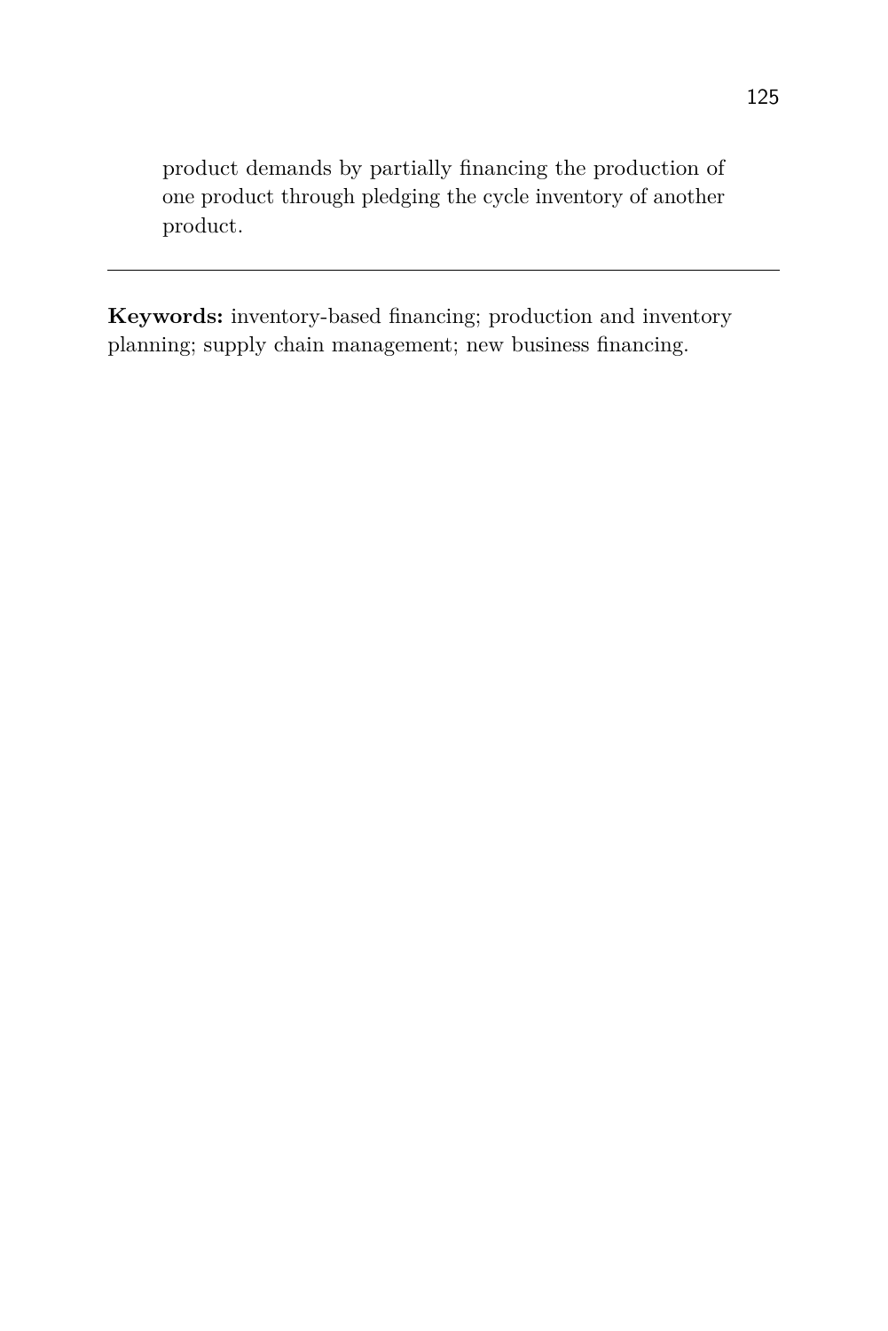product demands by partially financing the production of one product through pledging the cycle inventory of another product.

---

**Keywords:** inventory-based financing; production and inventory planning; supply chain management; new business financing.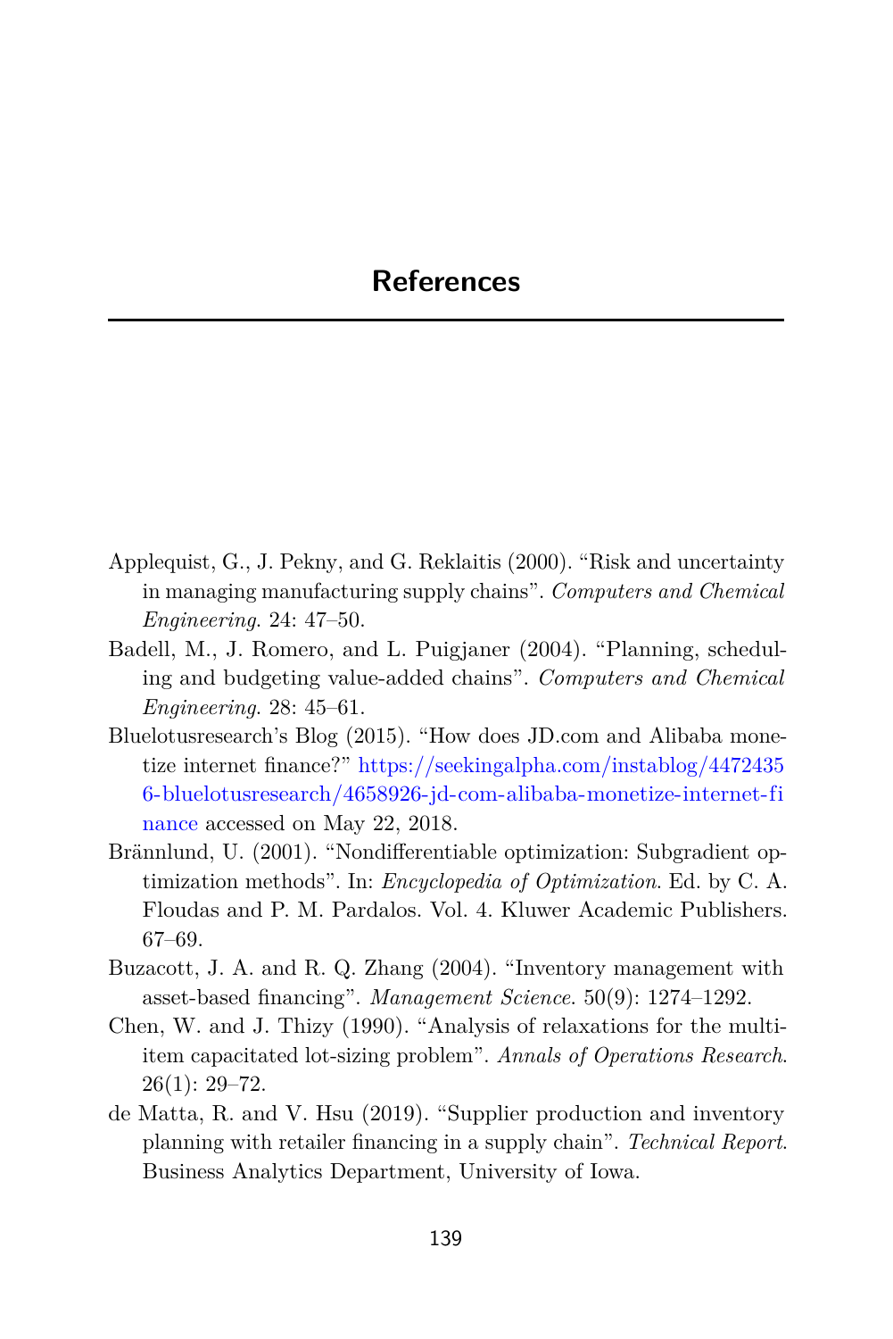# References

Applequist, G., J. Pekny, and G. Reklaitis (2000). "Risk and uncertainty in managing manufacturing supply chains". *Computers and Chemical Engineering*. 24: 47–50.

Badell, M., J. Romero, and L. Puigjaner (2004). "Planning, scheduling and budgeting value-added chains". *Computers and Chemical Engineering*. 28: 45–61.

Bluelotusresearch's Blog (2015). "How does JD.com and Alibaba monetize internet finance?" https://seekingalpha.com/instablog/44724356-bluelotusresearch/4658926-jd-com-alibaba-monetize-internet-finance accessed on May 22, 2018.

Brännlund, U. (2001). "Nondifferentiable optimization: Subgradient optimization methods". In: *Encyclopedia of Optimization*. Ed. by C. A. Floudas and P. M. Pardalos. Vol. 4. Kluwer Academic Publishers. 67–69.

Buzacott, J. A. and R. Q. Zhang (2004). "Inventory management with asset-based financing". *Management Science*. 50(9): 1274–1292.

Chen, W. and J. Thizy (1990). "Analysis of relaxations for the multi-item capacitated lot-sizing problem". *Annals of Operations Research*. 26(1): 29–72.

de Matta, R. and V. Hsu (2019). "Supplier production and inventory planning with retailer financing in a supply chain". *Technical Report*. Business Analytics Department, University of Iowa.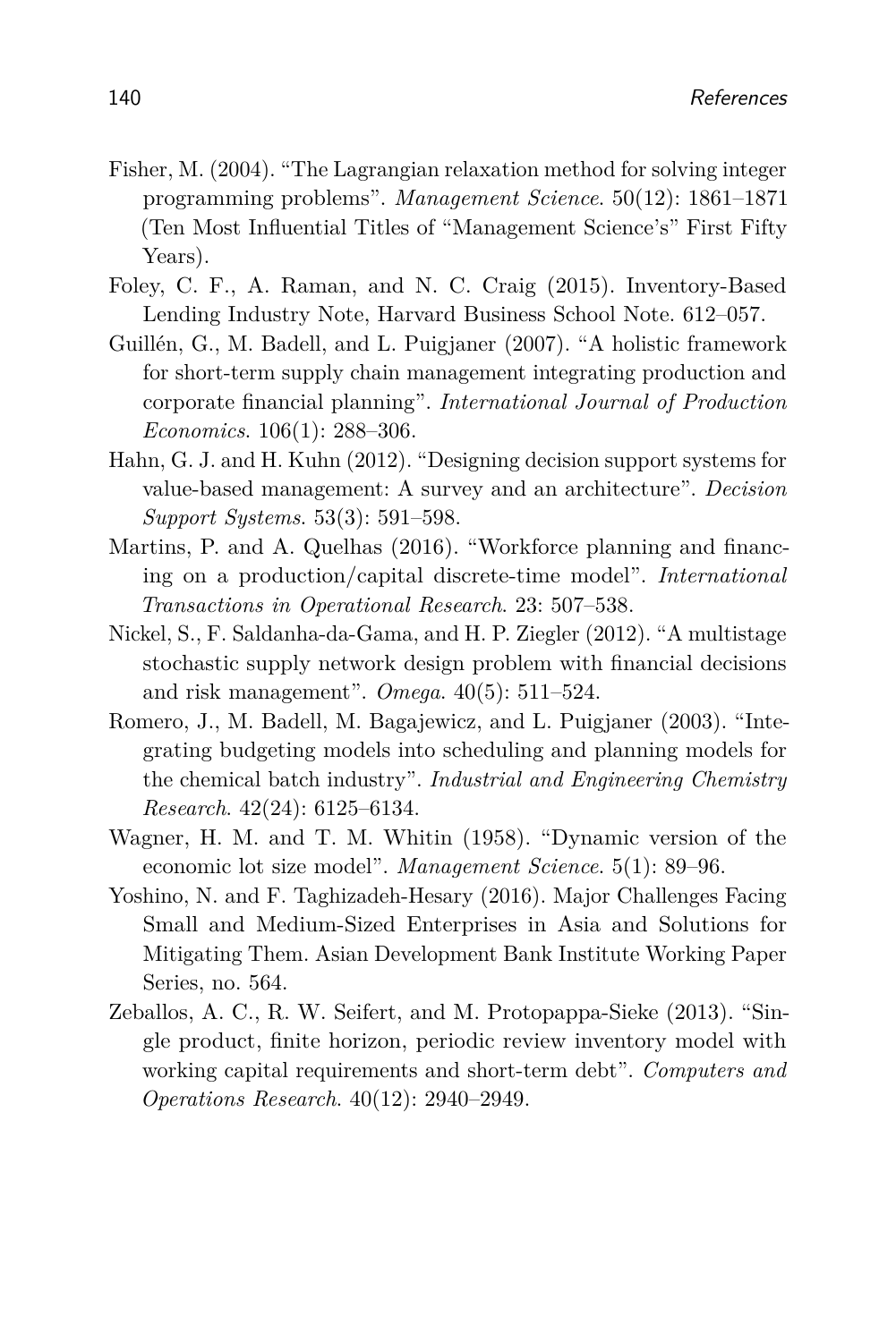Fisher, M. (2004). "The Lagrangian relaxation method for solving integer programming problems". *Management Science*. 50(12): 1861–1871 (Ten Most Influential Titles of "Management Science's" First Fifty Years).

Foley, C. F., A. Raman, and N. C. Craig (2015). Inventory-Based Lending Industry Note, Harvard Business School Note. 612–057.

Guillén, G., M. Badell, and L. Puigjaner (2007). "A holistic framework for short-term supply chain management integrating production and corporate financial planning". *International Journal of Production Economics*. 106(1): 288–306.

Hahn, G. J. and H. Kuhn (2012). "Designing decision support systems for value-based management: A survey and an architecture". *Decision Support Systems*. 53(3): 591–598.

Martins, P. and A. Quelhas (2016). "Workforce planning and financing on a production/capital discrete-time model". *International Transactions in Operational Research*. 23: 507–538.

Nickel, S., F. Saldanha-da-Gama, and H. P. Ziegler (2012). "A multistage stochastic supply network design problem with financial decisions and risk management". *Omega*. 40(5): 511–524.

Romero, J., M. Badell, M. Bagajewicz, and L. Puigjaner (2003). "Integrating budgeting models into scheduling and planning models for the chemical batch industry". *Industrial and Engineering Chemistry Research*. 42(24): 6125–6134.

Wagner, H. M. and T. M. Whitin (1958). "Dynamic version of the economic lot size model". *Management Science*. 5(1): 89–96.

Yoshino, N. and F. Taghizadeh-Hesary (2016). Major Challenges Facing Small and Medium-Sized Enterprises in Asia and Solutions for Mitigating Them. Asian Development Bank Institute Working Paper Series, no. 564.

Zeballos, A. C., R. W. Seifert, and M. Protopappa-Sieke (2013). "Single product, finite horizon, periodic review inventory model with working capital requirements and short-term debt". *Computers and Operations Research*. 40(12): 2940–2949.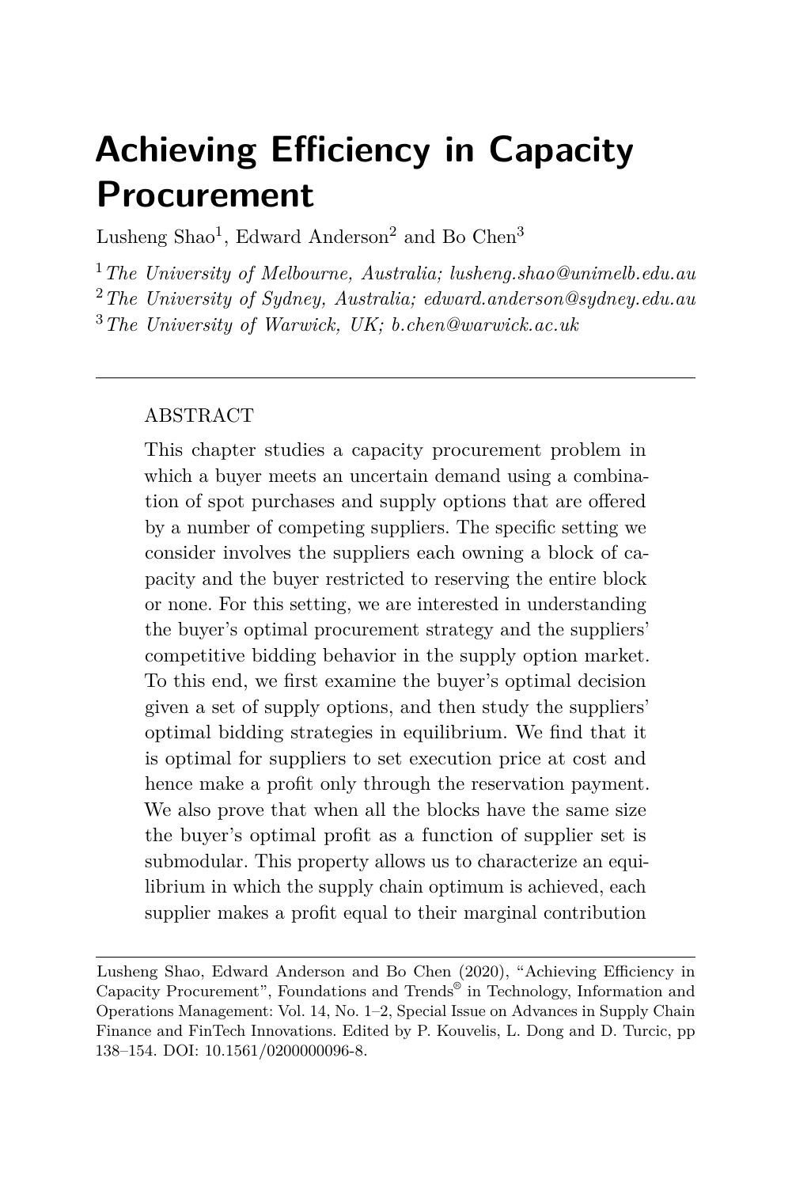# Achieving Efficiency in Capacity Procurement

Lusheng Shao[1], Edward Anderson[2] and Bo Chen[3]

[1] *The University of Melbourne, Australia; lusheng.shao@unimelb.edu.au*

[2] *The University of Sydney, Australia; edward.anderson@sydney.edu.au*

[3] *The University of Warwick, UK; b.chen@warwick.ac.uk*

---

ABSTRACT

This chapter studies a capacity procurement problem in which a buyer meets an uncertain demand using a combination of spot purchases and supply options that are offered by a number of competing suppliers. The specific setting we consider involves the suppliers each owning a block of capacity and the buyer restricted to reserving the entire block or none. For this setting, we are interested in understanding the buyer's optimal procurement strategy and the suppliers' competitive bidding behavior in the supply option market. To this end, we first examine the buyer's optimal decision given a set of supply options, and then study the suppliers' optimal bidding strategies in equilibrium. We find that it is optimal for suppliers to set execution price at cost and hence make a profit only through the reservation payment. We also prove that when all the blocks have the same size the buyer's optimal profit as a function of supplier set is submodular. This property allows us to characterize an equilibrium in which the supply chain optimum is achieved, each supplier makes a profit equal to their marginal contribution

---

Lusheng Shao, Edward Anderson and Bo Chen (2020), "Achieving Efficiency in Capacity Procurement", Foundations and Trends® in Technology, Information and Operations Management: Vol. 14, No. 1–2, Special Issue on Advances in Supply Chain Finance and FinTech Innovations. Edited by P. Kouvelis, L. Dong and D. Turcic, pp 138–154. DOI: 10.1561/0200000096-8.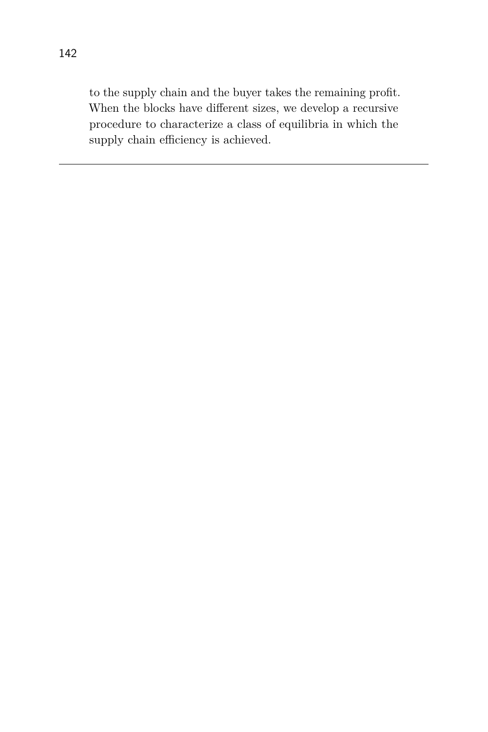to the supply chain and the buyer takes the remaining profit. When the blocks have different sizes, we develop a recursive procedure to characterize a class of equilibria in which the supply chain efficiency is achieved.

---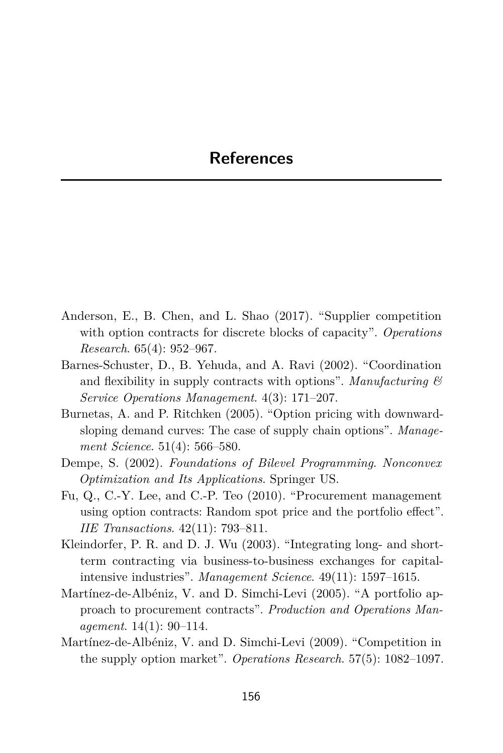# References

Anderson, E., B. Chen, and L. Shao (2017). "Supplier competition with option contracts for discrete blocks of capacity". *Operations Research*. 65(4): 952–967.

Barnes-Schuster, D., B. Yehuda, and A. Ravi (2002). "Coordination and flexibility in supply contracts with options". *Manufacturing & Service Operations Management*. 4(3): 171–207.

Burnetas, A. and P. Ritchken (2005). "Option pricing with downward-sloping demand curves: The case of supply chain options". *Management Science*. 51(4): 566–580.

Dempe, S. (2002). *Foundations of Bilevel Programming*. *Nonconvex Optimization and Its Applications*. Springer US.

Fu, Q., C.-Y. Lee, and C.-P. Teo (2010). "Procurement management using option contracts: Random spot price and the portfolio effect". *IIE Transactions*. 42(11): 793–811.

Kleindorfer, P. R. and D. J. Wu (2003). "Integrating long- and short-term contracting via business-to-business exchanges for capital-intensive industries". *Management Science*. 49(11): 1597–1615.

Martínez-de-Albéniz, V. and D. Simchi-Levi (2005). "A portfolio approach to procurement contracts". *Production and Operations Management*. 14(1): 90–114.

Martínez-de-Albéniz, V. and D. Simchi-Levi (2009). "Competition in the supply option market". *Operations Research*. 57(5): 1082–1097.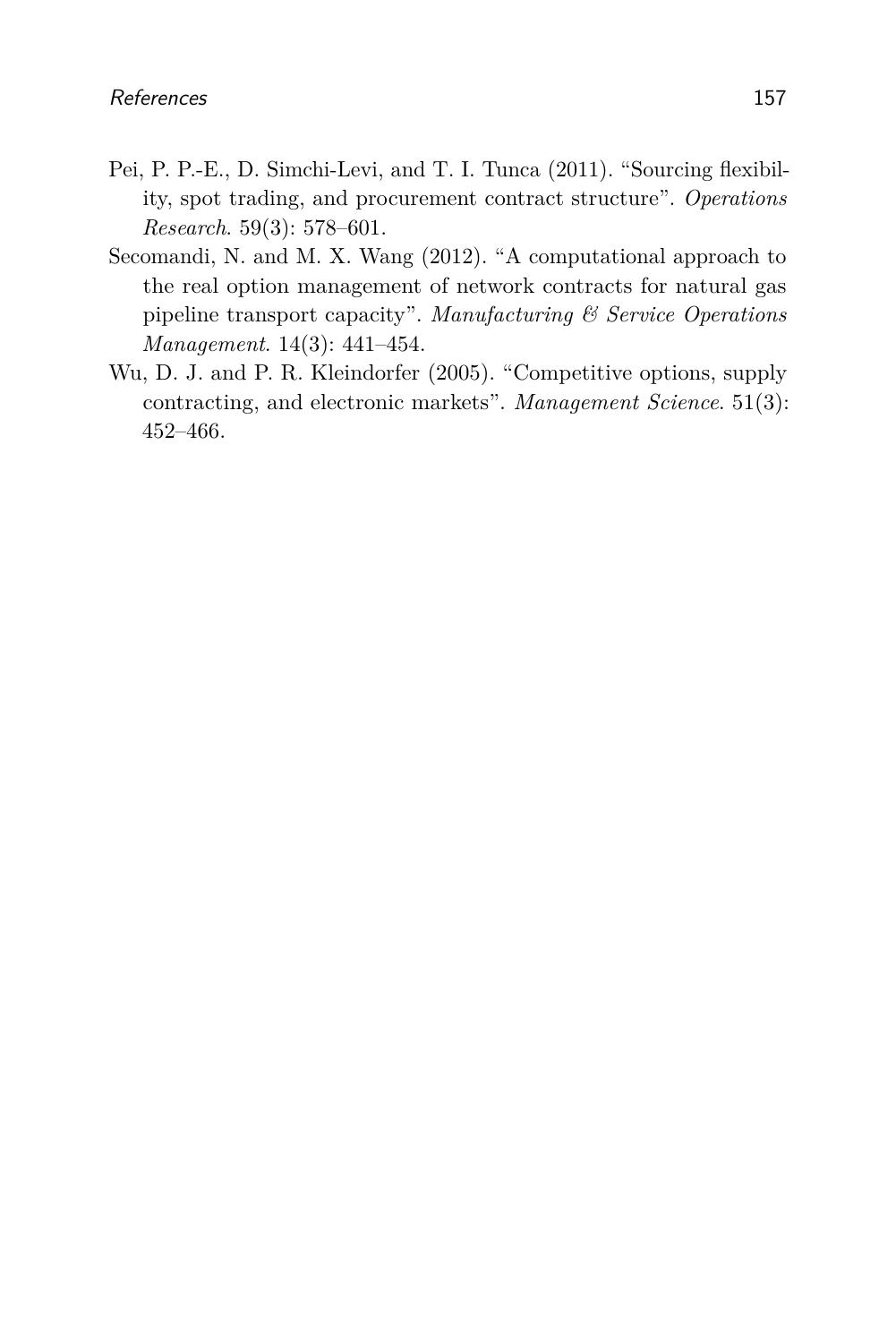Pei, P. P.-E., D. Simchi-Levi, and T. I. Tunca (2011). "Sourcing flexibility, spot trading, and procurement contract structure". *Operations Research*. 59(3): 578–601.

Secomandi, N. and M. X. Wang (2012). "A computational approach to the real option management of network contracts for natural gas pipeline transport capacity". *Manufacturing & Service Operations Management*. 14(3): 441–454.

Wu, D. J. and P. R. Kleindorfer (2005). "Competitive options, supply contracting, and electronic markets". *Management Science*. 51(3): 452–466.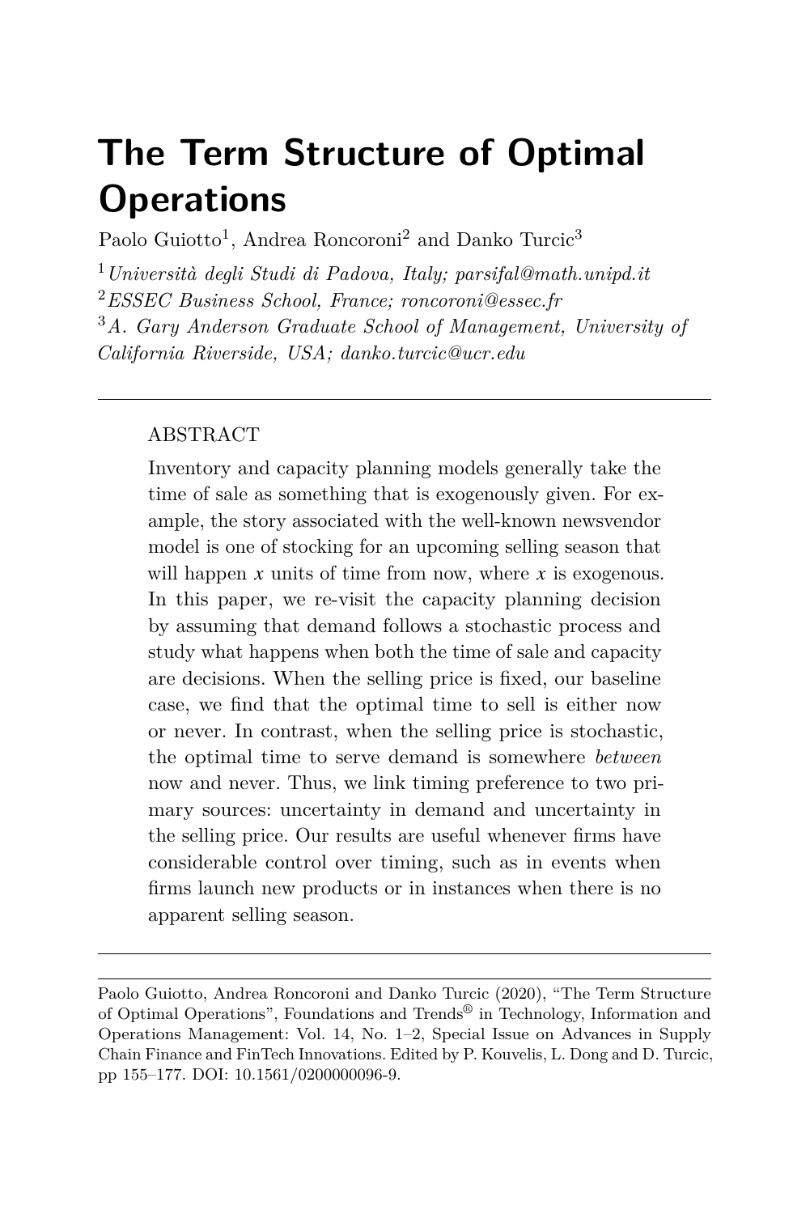# The Term Structure of Optimal Operations

Paolo Guiotto[1], Andrea Roncoroni[2] and Danko Turcic[3]

[1] *Università degli Studi di Padova, Italy; parsifal@math.unipd.it*
[2] *ESSEC Business School, France; roncoroni@essec.fr*
[3] *A. Gary Anderson Graduate School of Management, University of California Riverside, USA; danko.turcic@ucr.edu*

---

ABSTRACT

Inventory and capacity planning models generally take the time of sale as something that is exogenously given. For example, the story associated with the well-known newsvendor model is one of stocking for an upcoming selling season that will happen $x$ units of time from now, where $x$ is exogenous. In this paper, we re-visit the capacity planning decision by assuming that demand follows a stochastic process and study what happens when both the time of sale and capacity are decisions. When the selling price is fixed, our baseline case, we find that the optimal time to sell is either now or never. In contrast, when the selling price is stochastic, the optimal time to serve demand is somewhere *between* now and never. Thus, we link timing preference to two primary sources: uncertainty in demand and uncertainty in the selling price. Our results are useful whenever firms have considerable control over timing, such as in events when firms launch new products or in instances when there is no apparent selling season.

---

Paolo Guiotto, Andrea Roncoroni and Danko Turcic (2020), "The Term Structure of Optimal Operations", Foundations and Trends® in Technology, Information and Operations Management: Vol. 14, No. 1–2, Special Issue on Advances in Supply Chain Finance and FinTech Innovations. Edited by P. Kouvelis, L. Dong and D. Turcic, pp 155–177. DOI: 10.1561/0200000096-9.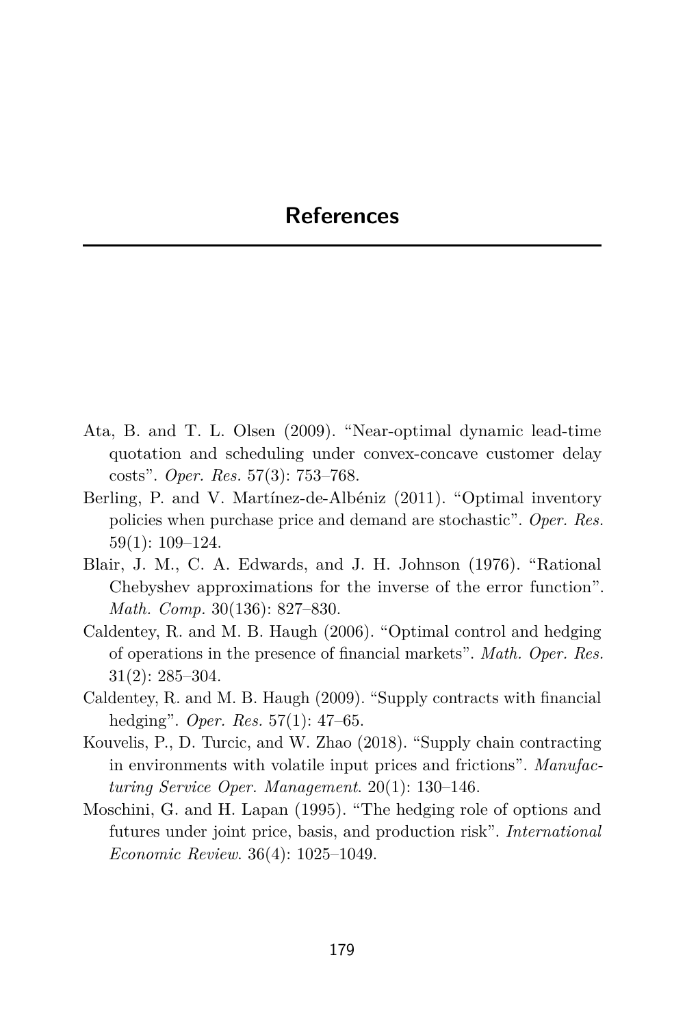# References

Ata, B. and T. L. Olsen (2009). “Near-optimal dynamic lead-time quotation and scheduling under convex-concave customer delay costs”. *Oper. Res.* 57(3): 753–768.

Berling, P. and V. Martínez-de-Albéniz (2011). “Optimal inventory policies when purchase price and demand are stochastic”. *Oper. Res.* 59(1): 109–124.

Blair, J. M., C. A. Edwards, and J. H. Johnson (1976). “Rational Chebyshev approximations for the inverse of the error function”. *Math. Comp.* 30(136): 827–830.

Caldentey, R. and M. B. Haugh (2006). “Optimal control and hedging of operations in the presence of financial markets”. *Math. Oper. Res.* 31(2): 285–304.

Caldentey, R. and M. B. Haugh (2009). “Supply contracts with financial hedging”. *Oper. Res.* 57(1): 47–65.

Kouvelis, P., D. Turcic, and W. Zhao (2018). “Supply chain contracting in environments with volatile input prices and frictions”. *Manufacturing Service Oper. Management*. 20(1): 130–146.

Moschini, G. and H. Lapan (1995). “The hedging role of options and futures under joint price, basis, and production risk”. *International Economic Review*. 36(4): 1025–1049.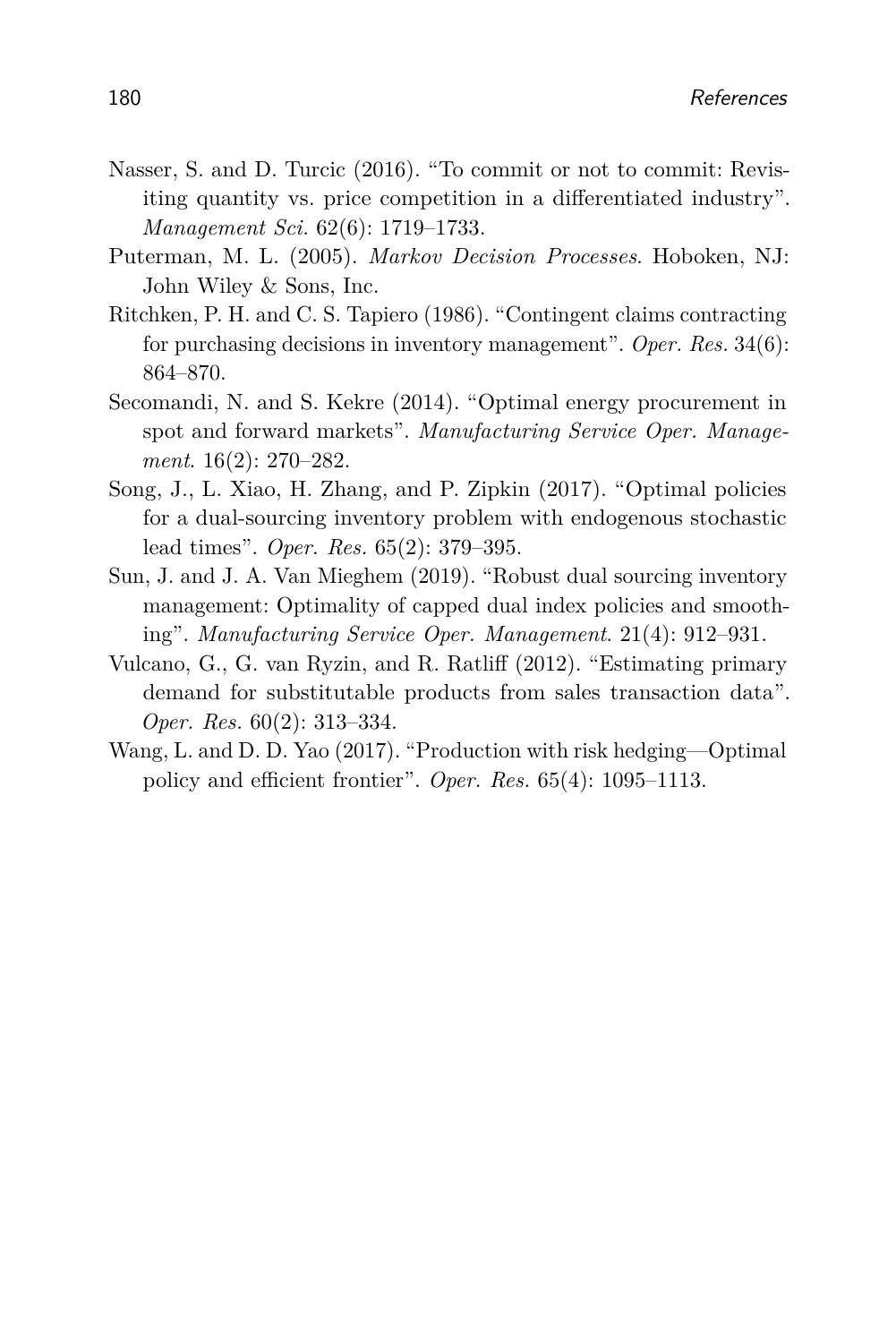Nasser, S. and D. Turcic (2016). "To commit or not to commit: Revisiting quantity vs. price competition in a differentiated industry". *Management Sci.* 62(6): 1719–1733.

Puterman, M. L. (2005). *Markov Decision Processes*. Hoboken, NJ: John Wiley & Sons, Inc.

Ritchken, P. H. and C. S. Tapiero (1986). "Contingent claims contracting for purchasing decisions in inventory management". *Oper. Res.* 34(6): 864–870.

Secomandi, N. and S. Kekre (2014). "Optimal energy procurement in spot and forward markets". *Manufacturing Service Oper. Management*. 16(2): 270–282.

Song, J., L. Xiao, H. Zhang, and P. Zipkin (2017). "Optimal policies for a dual-sourcing inventory problem with endogenous stochastic lead times". *Oper. Res.* 65(2): 379–395.

Sun, J. and J. A. Van Mieghem (2019). "Robust dual sourcing inventory management: Optimality of capped dual index policies and smoothing". *Manufacturing Service Oper. Management*. 21(4): 912–931.

Vulcano, G., G. van Ryzin, and R. Ratliff (2012). "Estimating primary demand for substitutable products from sales transaction data". *Oper. Res.* 60(2): 313–334.

Wang, L. and D. D. Yao (2017). "Production with risk hedging—Optimal policy and efficient frontier". *Oper. Res.* 65(4): 1095–1113.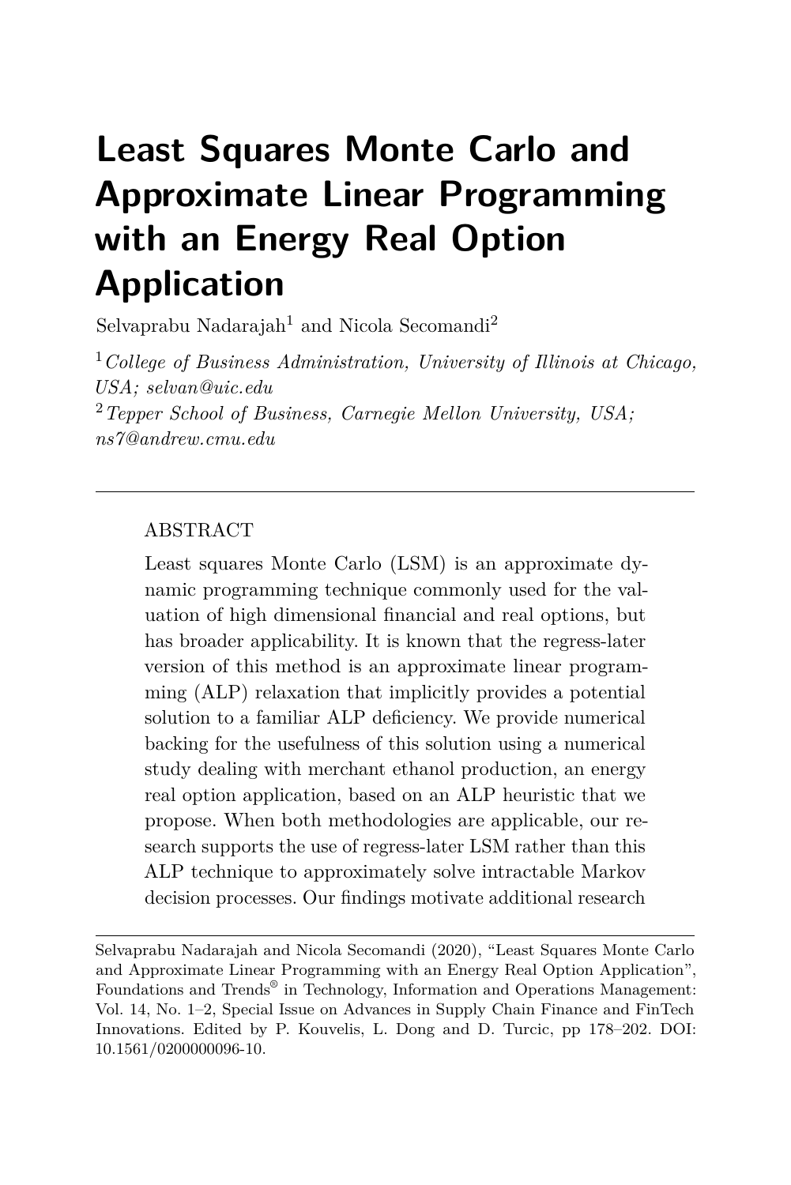# Least Squares Monte Carlo and Approximate Linear Programming with an Energy Real Option Application

Selvaprabu Nadarajah[1] and Nicola Secomandi[2]

[1] *College of Business Administration, University of Illinois at Chicago, USA; selvan@uic.edu*

[2] *Tepper School of Business, Carnegie Mellon University, USA; ns7@andrew.cmu.edu*

---

ABSTRACT

Least squares Monte Carlo (LSM) is an approximate dynamic programming technique commonly used for the valuation of high dimensional financial and real options, but has broader applicability. It is known that the regress-later version of this method is an approximate linear programming (ALP) relaxation that implicitly provides a potential solution to a familiar ALP deficiency. We provide numerical backing for the usefulness of this solution using a numerical study dealing with merchant ethanol production, an energy real option application, based on an ALP heuristic that we propose. When both methodologies are applicable, our research supports the use of regress-later LSM rather than this ALP technique to approximately solve intractable Markov decision processes. Our findings motivate additional research

---

Selvaprabu Nadarajah and Nicola Secomandi (2020), "Least Squares Monte Carlo and Approximate Linear Programming with an Energy Real Option Application", Foundations and Trends® in Technology, Information and Operations Management: Vol. 14, No. 1–2, Special Issue on Advances in Supply Chain Finance and FinTech Innovations. Edited by P. Kouvelis, L. Dong and D. Turcic, pp 178–202. DOI: 10.1561/0200000096-10.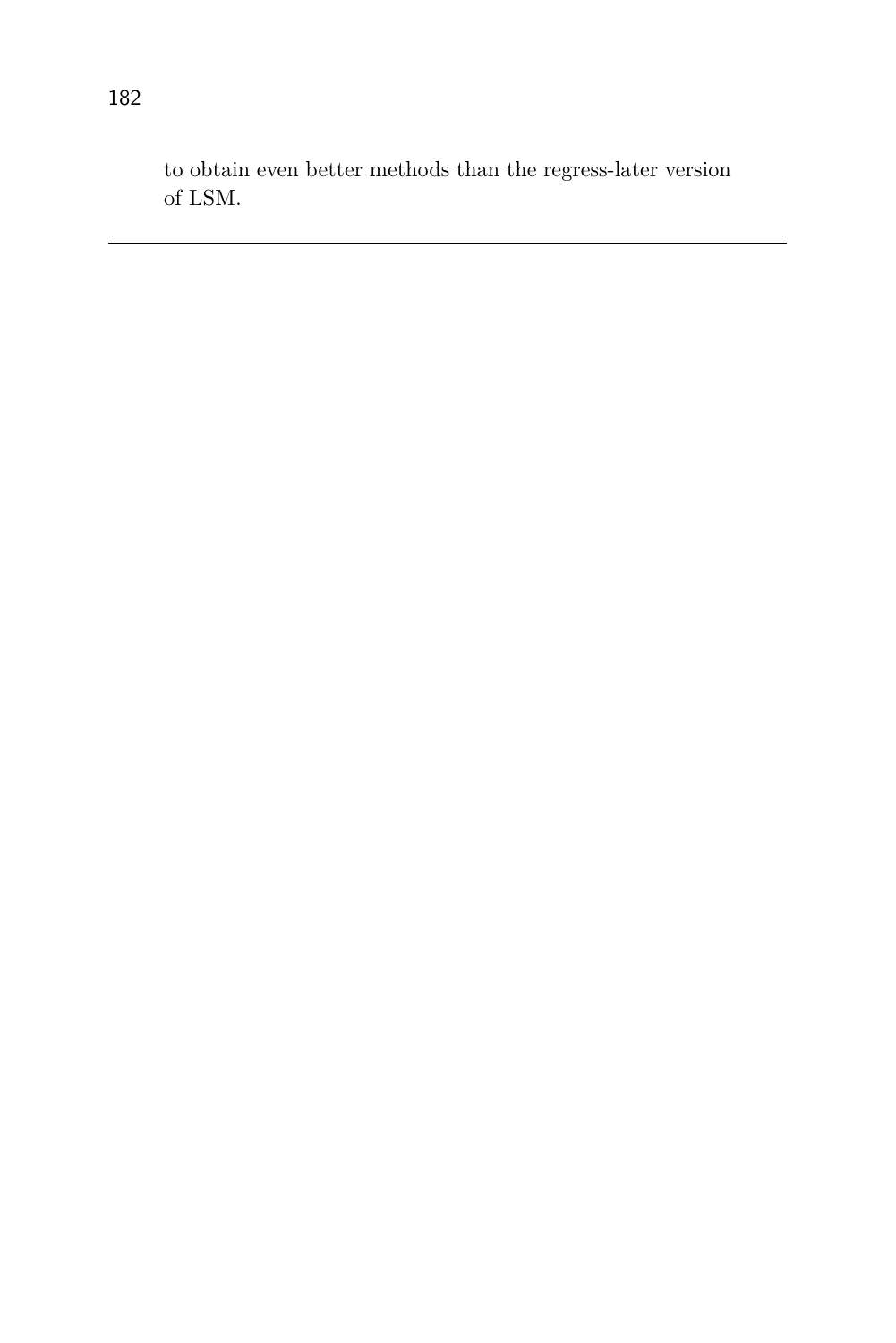to obtain even better methods than the regress-later version of LSM.

---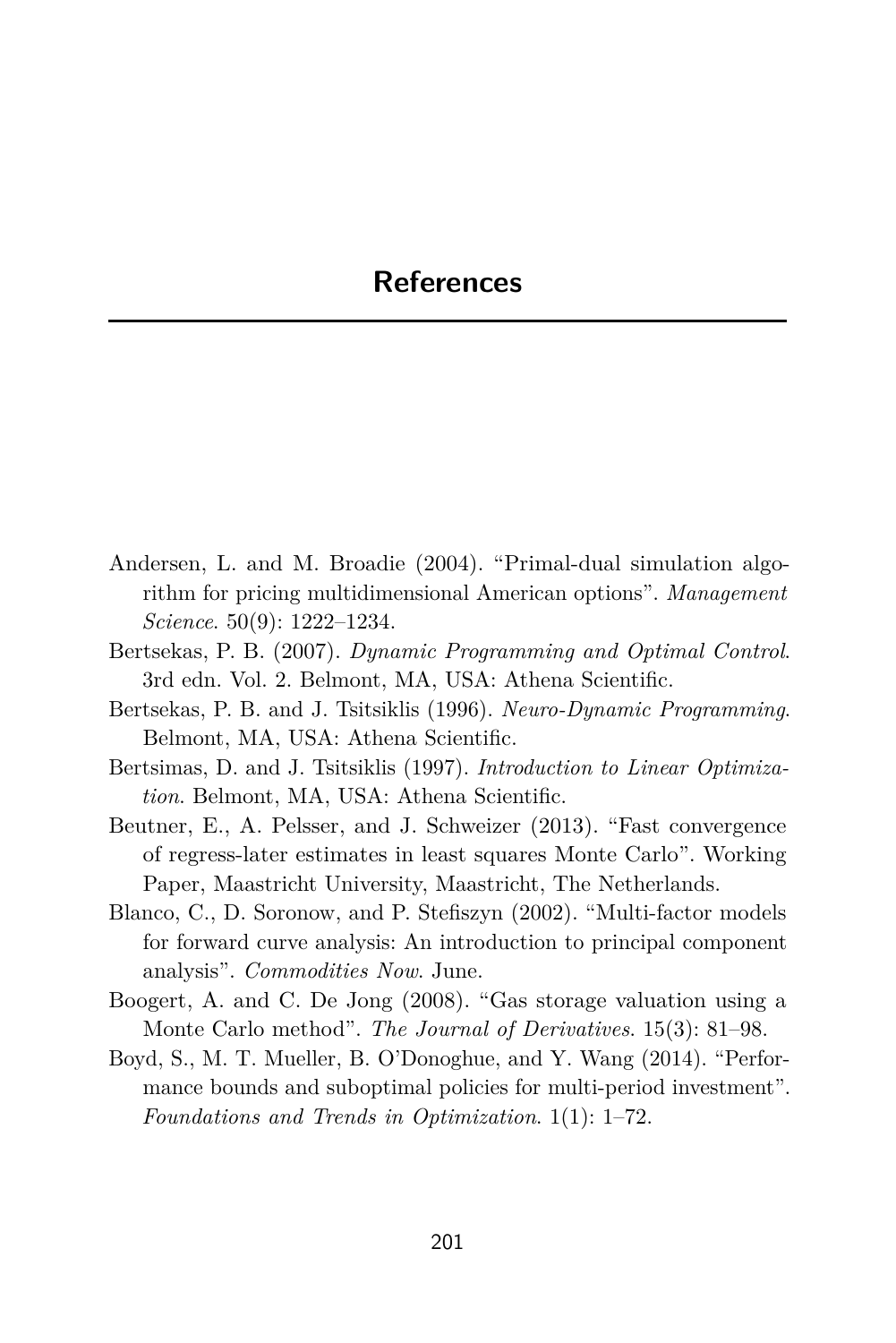# References

Andersen, L. and M. Broadie (2004). "Primal-dual simulation algorithm for pricing multidimensional American options". *Management Science*. 50(9): 1222–1234.

Bertsekas, P. B. (2007). *Dynamic Programming and Optimal Control*. 3rd edn. Vol. 2. Belmont, MA, USA: Athena Scientific.

Bertsekas, P. B. and J. Tsitsiklis (1996). *Neuro-Dynamic Programming*. Belmont, MA, USA: Athena Scientific.

Bertsimas, D. and J. Tsitsiklis (1997). *Introduction to Linear Optimization*. Belmont, MA, USA: Athena Scientific.

Beutner, E., A. Pelsser, and J. Schweizer (2013). "Fast convergence of regress-later estimates in least squares Monte Carlo". Working Paper, Maastricht University, Maastricht, The Netherlands.

Blanco, C., D. Soronow, and P. Stefiszyn (2002). "Multi-factor models for forward curve analysis: An introduction to principal component analysis". *Commodities Now*. June.

Boogert, A. and C. De Jong (2008). "Gas storage valuation using a Monte Carlo method". *The Journal of Derivatives*. 15(3): 81–98.

Boyd, S., M. T. Mueller, B. O'Donoghue, and Y. Wang (2014). "Performance bounds and suboptimal policies for multi-period investment". *Foundations and Trends in Optimization*. 1(1): 1–72.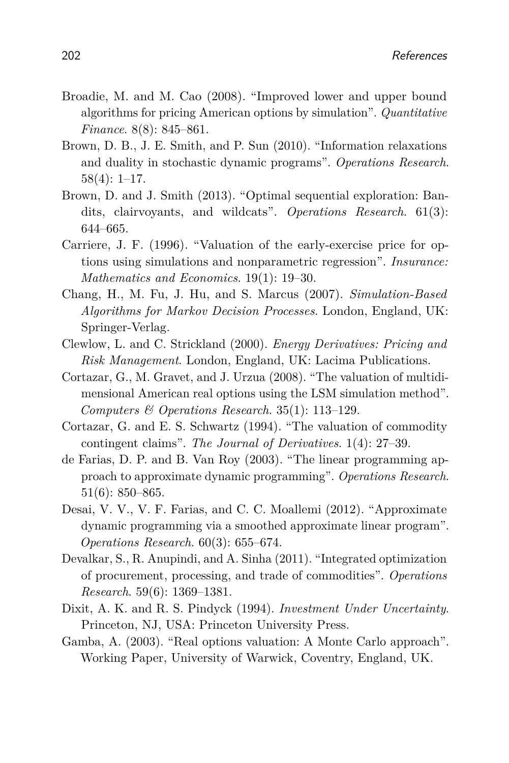Broadie, M. and M. Cao (2008). "Improved lower and upper bound algorithms for pricing American options by simulation". *Quantitative Finance*. 8(8): 845–861.

Brown, D. B., J. E. Smith, and P. Sun (2010). "Information relaxations and duality in stochastic dynamic programs". *Operations Research*. 58(4): 1–17.

Brown, D. and J. Smith (2013). "Optimal sequential exploration: Bandits, clairvoyants, and wildcats". *Operations Research*. 61(3): 644–665.

Carriere, J. F. (1996). "Valuation of the early-exercise price for options using simulations and nonparametric regression". *Insurance: Mathematics and Economics*. 19(1): 19–30.

Chang, H., M. Fu, J. Hu, and S. Marcus (2007). *Simulation-Based Algorithms for Markov Decision Processes*. London, England, UK: Springer-Verlag.

Clewlow, L. and C. Strickland (2000). *Energy Derivatives: Pricing and Risk Management*. London, England, UK: Lacima Publications.

Cortazar, G., M. Gravet, and J. Urzua (2008). "The valuation of multidimensional American real options using the LSM simulation method". *Computers & Operations Research*. 35(1): 113–129.

Cortazar, G. and E. S. Schwartz (1994). "The valuation of commodity contingent claims". *The Journal of Derivatives*. 1(4): 27–39.

de Farias, D. P. and B. Van Roy (2003). "The linear programming approach to approximate dynamic programming". *Operations Research*. 51(6): 850–865.

Desai, V. V., V. F. Farias, and C. C. Moallemi (2012). "Approximate dynamic programming via a smoothed approximate linear program". *Operations Research*. 60(3): 655–674.

Devalkar, S., R. Anupindi, and A. Sinha (2011). "Integrated optimization of procurement, processing, and trade of commodities". *Operations Research*. 59(6): 1369–1381.

Dixit, A. K. and R. S. Pindyck (1994). *Investment Under Uncertainty*. Princeton, NJ, USA: Princeton University Press.

Gamba, A. (2003). "Real options valuation: A Monte Carlo approach". Working Paper, University of Warwick, Coventry, England, UK.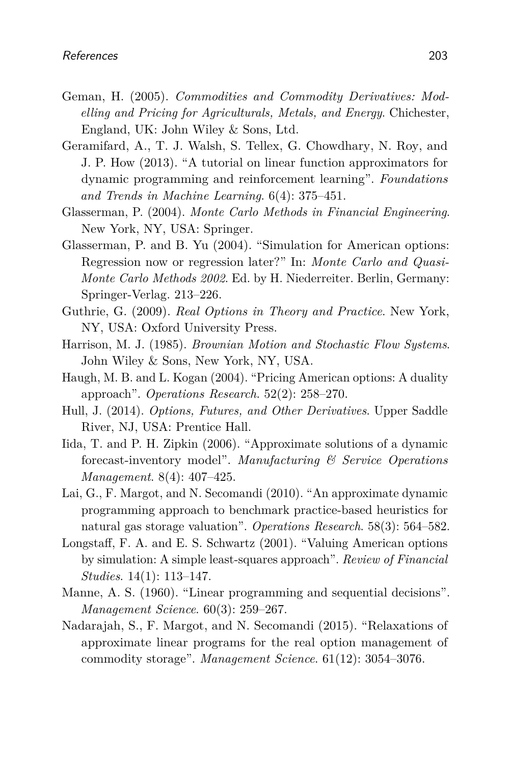Geman, H. (2005). *Commodities and Commodity Derivatives: Modelling and Pricing for Agriculturals, Metals, and Energy*. Chichester, England, UK: John Wiley & Sons, Ltd.

Geramifard, A., T. J. Walsh, S. Tellex, G. Chowdhary, N. Roy, and J. P. How (2013). "A tutorial on linear function approximators for dynamic programming and reinforcement learning". *Foundations and Trends in Machine Learning*. 6(4): 375–451.

Glasserman, P. (2004). *Monte Carlo Methods in Financial Engineering*. New York, NY, USA: Springer.

Glasserman, P. and B. Yu (2004). "Simulation for American options: Regression now or regression later?" In: *Monte Carlo and Quasi-Monte Carlo Methods 2002*. Ed. by H. Niederreiter. Berlin, Germany: Springer-Verlag. 213–226.

Guthrie, G. (2009). *Real Options in Theory and Practice*. New York, NY, USA: Oxford University Press.

Harrison, M. J. (1985). *Brownian Motion and Stochastic Flow Systems*. John Wiley & Sons, New York, NY, USA.

Haugh, M. B. and L. Kogan (2004). "Pricing American options: A duality approach". *Operations Research*. 52(2): 258–270.

Hull, J. (2014). *Options, Futures, and Other Derivatives*. Upper Saddle River, NJ, USA: Prentice Hall.

Iida, T. and P. H. Zipkin (2006). "Approximate solutions of a dynamic forecast-inventory model". *Manufacturing & Service Operations Management*. 8(4): 407–425.

Lai, G., F. Margot, and N. Secomandi (2010). "An approximate dynamic programming approach to benchmark practice-based heuristics for natural gas storage valuation". *Operations Research*. 58(3): 564–582.

Longstaff, F. A. and E. S. Schwartz (2001). "Valuing American options by simulation: A simple least-squares approach". *Review of Financial Studies*. 14(1): 113–147.

Manne, A. S. (1960). "Linear programming and sequential decisions". *Management Science*. 60(3): 259–267.

Nadarajah, S., F. Margot, and N. Secomandi (2015). "Relaxations of approximate linear programs for the real option management of commodity storage". *Management Science*. 61(12): 3054–3076.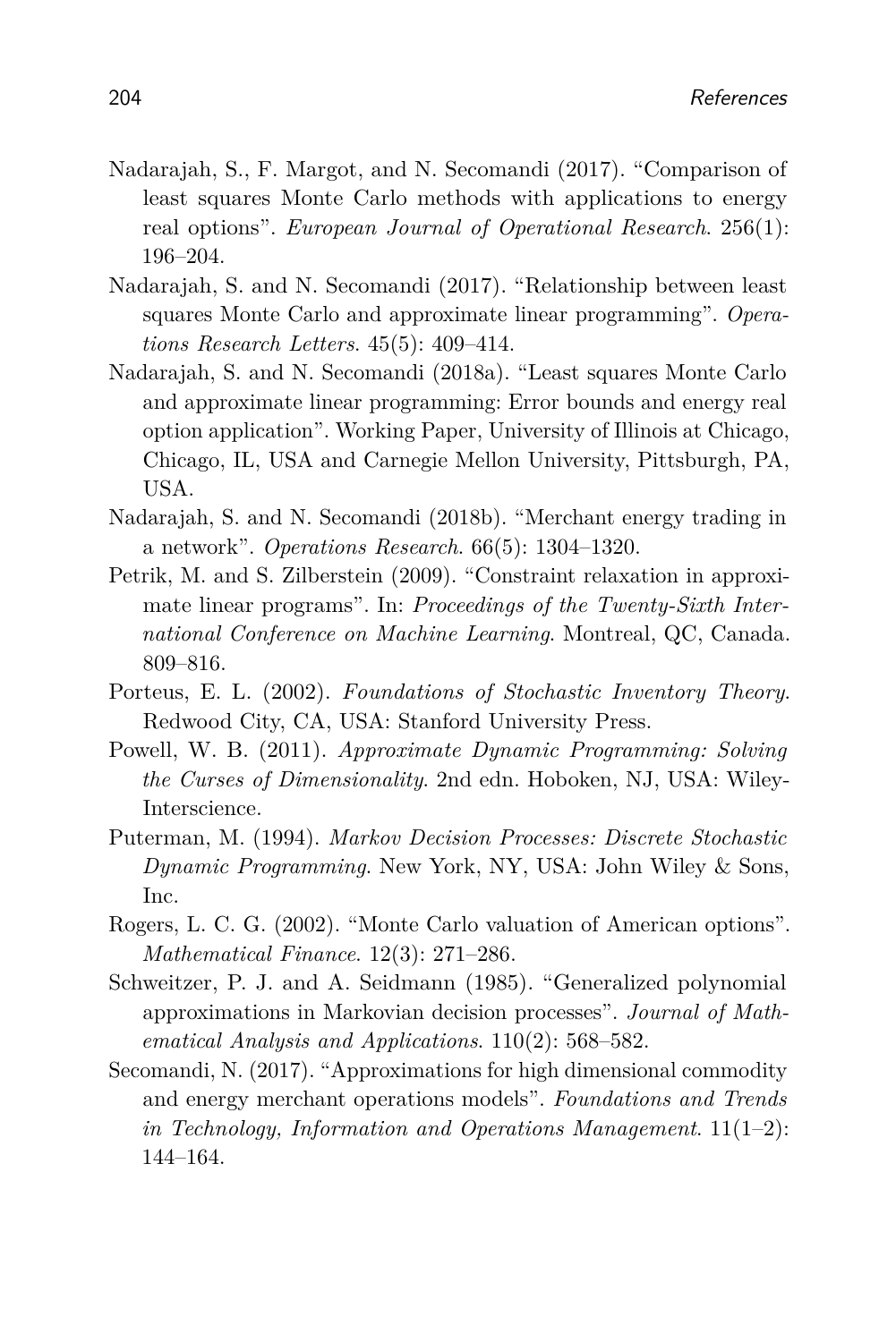Nadarajah, S., F. Margot, and N. Secomandi (2017). "Comparison of least squares Monte Carlo methods with applications to energy real options". *European Journal of Operational Research*. 256(1): 196–204.

Nadarajah, S. and N. Secomandi (2017). "Relationship between least squares Monte Carlo and approximate linear programming". *Operations Research Letters*. 45(5): 409–414.

Nadarajah, S. and N. Secomandi (2018a). "Least squares Monte Carlo and approximate linear programming: Error bounds and energy real option application". Working Paper, University of Illinois at Chicago, Chicago, IL, USA and Carnegie Mellon University, Pittsburgh, PA, USA.

Nadarajah, S. and N. Secomandi (2018b). "Merchant energy trading in a network". *Operations Research*. 66(5): 1304–1320.

Petrik, M. and S. Zilberstein (2009). "Constraint relaxation in approximate linear programs". In: *Proceedings of the Twenty-Sixth International Conference on Machine Learning*. Montreal, QC, Canada. 809–816.

Porteus, E. L. (2002). *Foundations of Stochastic Inventory Theory*. Redwood City, CA, USA: Stanford University Press.

Powell, W. B. (2011). *Approximate Dynamic Programming: Solving the Curses of Dimensionality*. 2nd edn. Hoboken, NJ, USA: Wiley-Interscience.

Puterman, M. (1994). *Markov Decision Processes: Discrete Stochastic Dynamic Programming*. New York, NY, USA: John Wiley & Sons, Inc.

Rogers, L. C. G. (2002). "Monte Carlo valuation of American options". *Mathematical Finance*. 12(3): 271–286.

Schweitzer, P. J. and A. Seidmann (1985). "Generalized polynomial approximations in Markovian decision processes". *Journal of Mathematical Analysis and Applications*. 110(2): 568–582.

Secomandi, N. (2017). "Approximations for high dimensional commodity and energy merchant operations models". *Foundations and Trends in Technology, Information and Operations Management*. 11(1–2): 144–164.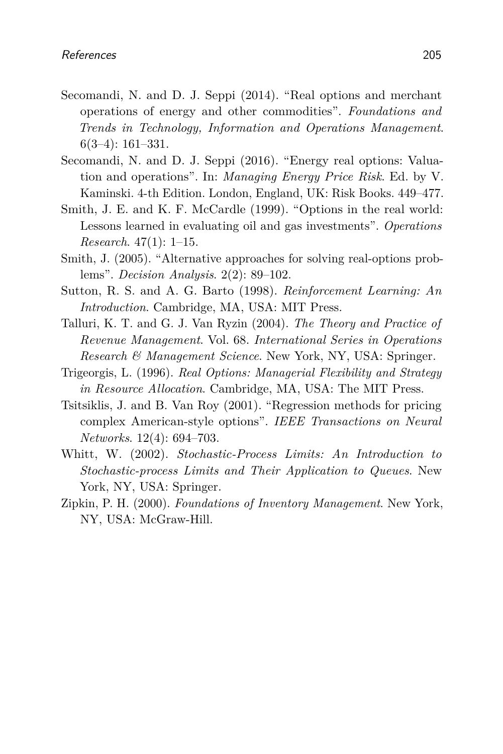Secomandi, N. and D. J. Seppi (2014). "Real options and merchant operations of energy and other commodities". *Foundations and Trends in Technology, Information and Operations Management*. 6(3–4): 161–331.

Secomandi, N. and D. J. Seppi (2016). "Energy real options: Valuation and operations". In: *Managing Energy Price Risk*. Ed. by V. Kaminski. 4-th Edition. London, England, UK: Risk Books. 449–477.

Smith, J. E. and K. F. McCardle (1999). "Options in the real world: Lessons learned in evaluating oil and gas investments". *Operations Research*. 47(1): 1–15.

Smith, J. (2005). "Alternative approaches for solving real-options problems". *Decision Analysis*. 2(2): 89–102.

Sutton, R. S. and A. G. Barto (1998). *Reinforcement Learning: An Introduction*. Cambridge, MA, USA: MIT Press.

Talluri, K. T. and G. J. Van Ryzin (2004). *The Theory and Practice of Revenue Management*. Vol. 68. *International Series in Operations Research & Management Science*. New York, NY, USA: Springer.

Trigeorgis, L. (1996). *Real Options: Managerial Flexibility and Strategy in Resource Allocation*. Cambridge, MA, USA: The MIT Press.

Tsitsiklis, J. and B. Van Roy (2001). "Regression methods for pricing complex American-style options". *IEEE Transactions on Neural Networks*. 12(4): 694–703.

Whitt, W. (2002). *Stochastic-Process Limits: An Introduction to Stochastic-process Limits and Their Application to Queues*. New York, NY, USA: Springer.

Zipkin, P. H. (2000). *Foundations of Inventory Management*. New York, NY, USA: McGraw-Hill.